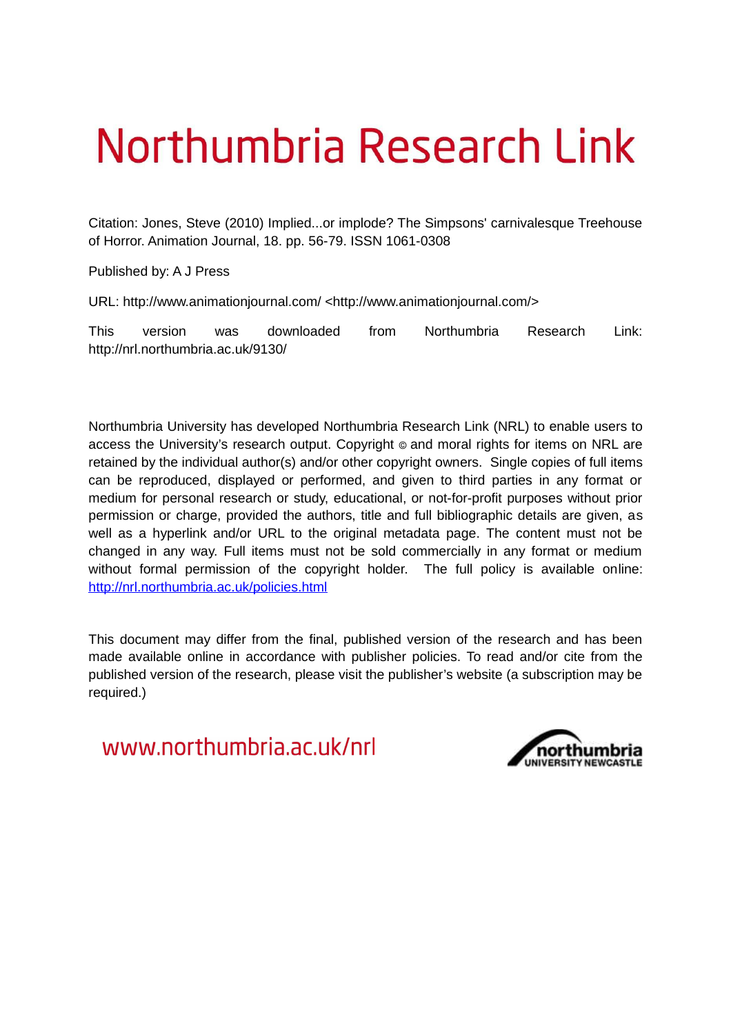# Northumbria Research Link

Citation: Jones, Steve (2010) Implied...or implode? The Simpsons' carnivalesque Treehouse of Horror. Animation Journal, 18. pp. 56-79. ISSN 1061-0308

Published by: A J Press

URL: http://www.animationjournal.com/ <http://www.animationjournal.com/>

This version was downloaded from Northumbria Research Link: http://nrl.northumbria.ac.uk/9130/

Northumbria University has developed Northumbria Research Link (NRL) to enable users to access the University's research output. Copyright © and moral rights for items on NRL are retained by the individual author(s) and/or other copyright owners. Single copies of full items can be reproduced, displayed or performed, and given to third parties in any format or medium for personal research or study, educational, or not-for-profit purposes without prior permission or charge, provided the authors, title and full bibliographic details are given, as well as a hyperlink and/or URL to the original metadata page. The content must not be changed in any way. Full items must not be sold commercially in any format or medium without formal permission of the copyright holder. The full policy is available online: http://nrl.northumbria.ac.uk/policies.html

This document may differ from the final, published version of the research and has been made available online in accordance with publisher policies. To read and/or cite from the published version of the research, please visit the publisher's website (a subscription may be required.)

www.northumbria.ac.uk/nrl

northumbria UNIVERSITY NEWCASTLE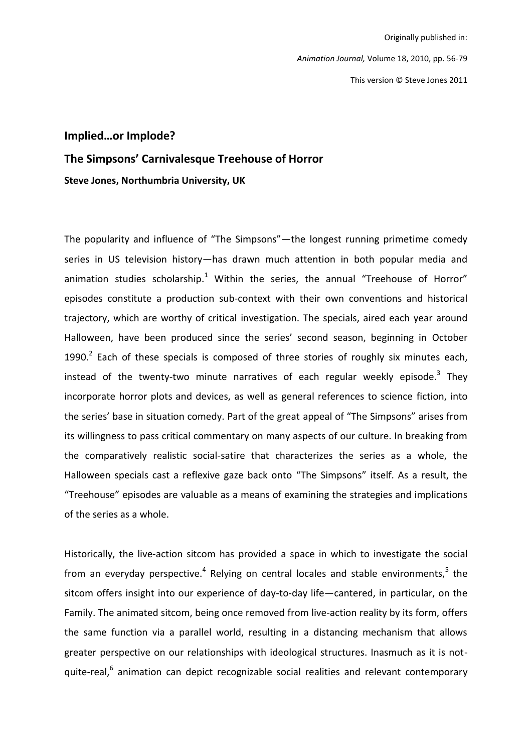Originally published in:

*Animation Journal,* Volume 18, 2010, pp. 56-79

This version © Steve Jones 2011

## Implied…or Implode?

## The Simpsons' Carnivalesque Treehouse of Horror

**Steve Jones, Northumbria University, UK**

The popularity and influence of "The Simpsons"—the longest running primetime comedy series in US television history—has drawn much attention in both popular media and animation studies scholarship.[1] Within the series, the annual "Treehouse of Horror" episodes constitute a production sub-context with their own conventions and historical trajectory, which are worthy of critical investigation. The specials, aired each year around Halloween, have been produced since the series' second season, beginning in October 1990.[2] Each of these specials is composed of three stories of roughly six minutes each, instead of the twenty-two minute narratives of each regular weekly episode.[3] They incorporate horror plots and devices, as well as general references to science fiction, into the series' base in situation comedy. Part of the great appeal of "The Simpsons" arises from its willingness to pass critical commentary on many aspects of our culture. In breaking from the comparatively realistic social-satire that characterizes the series as a whole, the Halloween specials cast a reflexive gaze back onto "The Simpsons" itself. As a result, the "Treehouse" episodes are valuable as a means of examining the strategies and implications of the series as a whole.

Historically, the live-action sitcom has provided a space in which to investigate the social from an everyday perspective.[4] Relying on central locales and stable environments,[5] the sitcom offers insight into our experience of day-to-day life—cantered, in particular, on the Family. The animated sitcom, being once removed from live-action reality by its form, offers the same function via a parallel world, resulting in a distancing mechanism that allows greater perspective on our relationships with ideological structures. Inasmuch as it is not-quite-real,[6] animation can depict recognizable social realities and relevant contemporary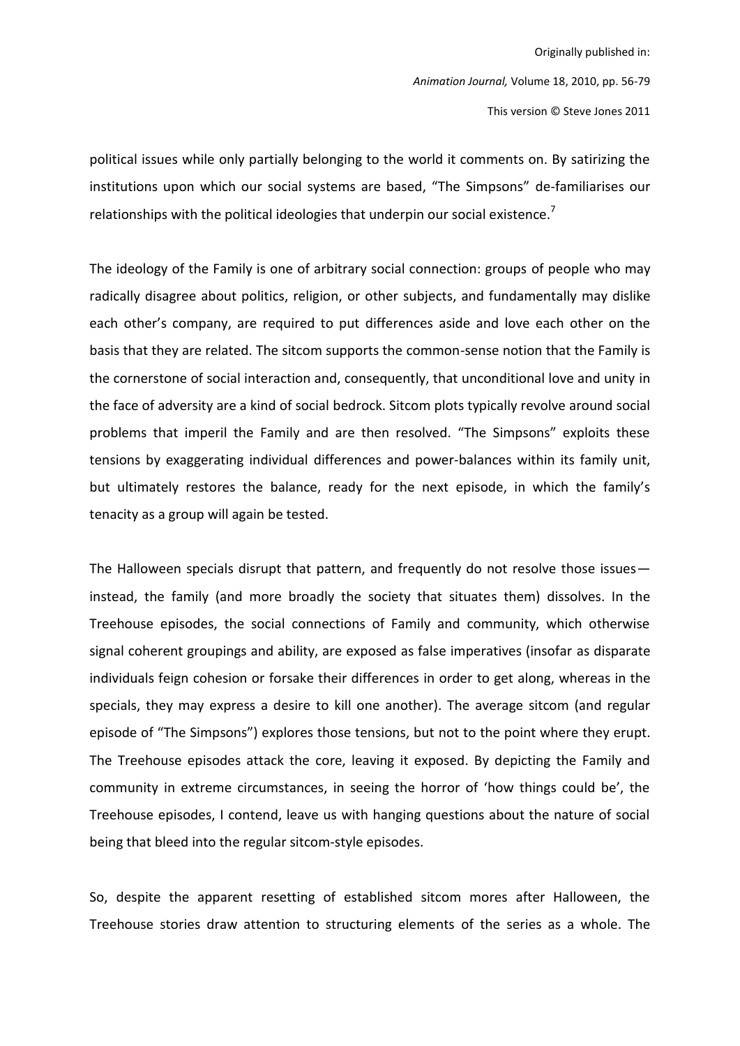political issues while only partially belonging to the world it comments on. By satirizing the institutions upon which our social systems are based, "The Simpsons" de-familiarises our relationships with the political ideologies that underpin our social existence.[7]

The ideology of the Family is one of arbitrary social connection: groups of people who may radically disagree about politics, religion, or other subjects, and fundamentally may dislike each other's company, are required to put differences aside and love each other on the basis that they are related. The sitcom supports the common-sense notion that the Family is the cornerstone of social interaction and, consequently, that unconditional love and unity in the face of adversity are a kind of social bedrock. Sitcom plots typically revolve around social problems that imperil the Family and are then resolved. "The Simpsons" exploits these tensions by exaggerating individual differences and power-balances within its family unit, but ultimately restores the balance, ready for the next episode, in which the family's tenacity as a group will again be tested.

The Halloween specials disrupt that pattern, and frequently do not resolve those issues—instead, the family (and more broadly the society that situates them) dissolves. In the Treehouse episodes, the social connections of Family and community, which otherwise signal coherent groupings and ability, are exposed as false imperatives (insofar as disparate individuals feign cohesion or forsake their differences in order to get along, whereas in the specials, they may express a desire to kill one another). The average sitcom (and regular episode of "The Simpsons") explores those tensions, but not to the point where they erupt. The Treehouse episodes attack the core, leaving it exposed. By depicting the Family and community in extreme circumstances, in seeing the horror of 'how things could be', the Treehouse episodes, I contend, leave us with hanging questions about the nature of social being that bleed into the regular sitcom-style episodes.

So, despite the apparent resetting of established sitcom mores after Halloween, the Treehouse stories draw attention to structuring elements of the series as a whole. The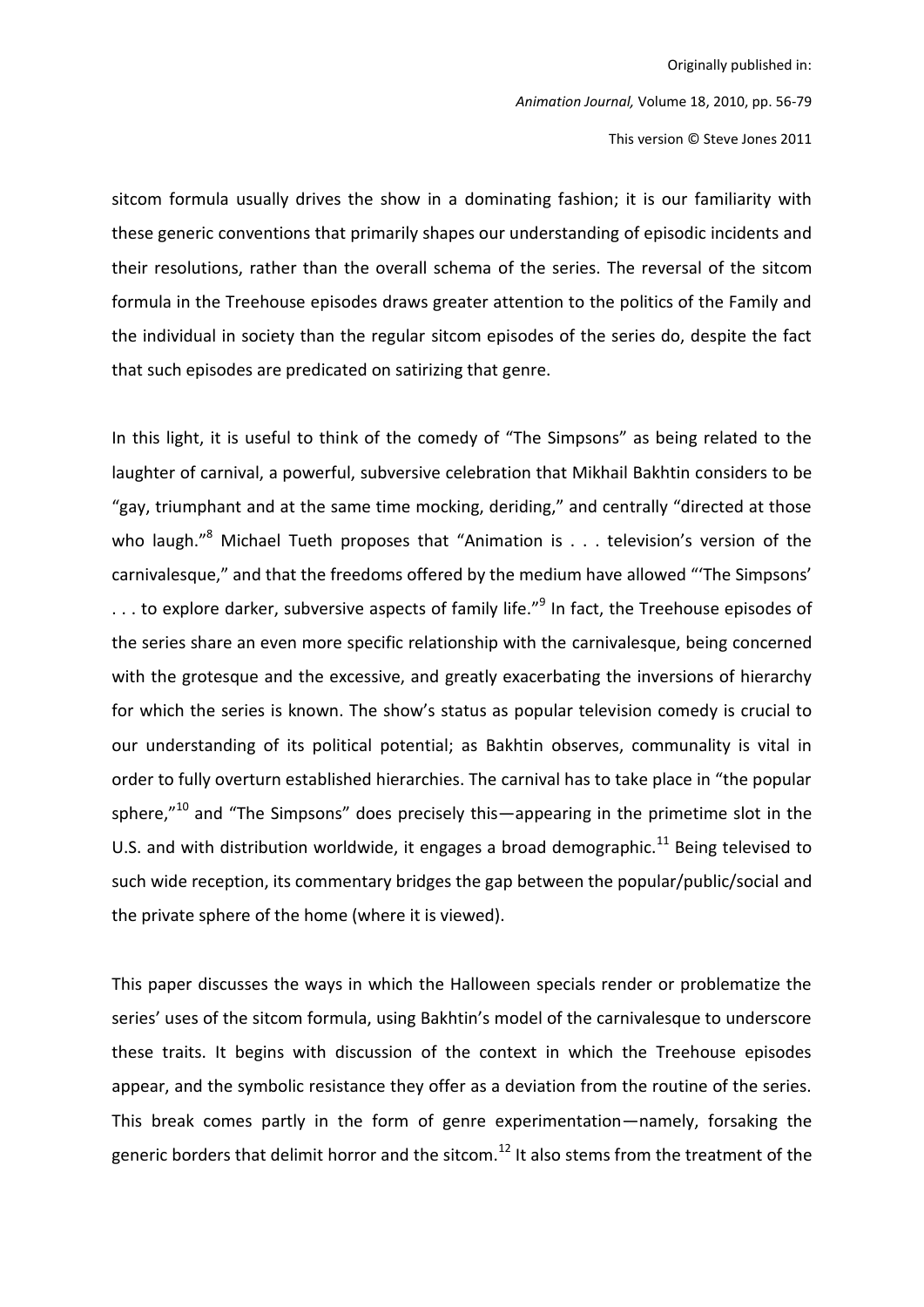sitcom formula usually drives the show in a dominating fashion; it is our familiarity with these generic conventions that primarily shapes our understanding of episodic incidents and their resolutions, rather than the overall schema of the series. The reversal of the sitcom formula in the Treehouse episodes draws greater attention to the politics of the Family and the individual in society than the regular sitcom episodes of the series do, despite the fact that such episodes are predicated on satirizing that genre.

In this light, it is useful to think of the comedy of "The Simpsons" as being related to the laughter of carnival, a powerful, subversive celebration that Mikhail Bakhtin considers to be "gay, triumphant and at the same time mocking, deriding," and centrally "directed at those who laugh."[8] Michael Tueth proposes that "Animation is . . . television's version of the carnivalesque," and that the freedoms offered by the medium have allowed "'The Simpsons' . . . to explore darker, subversive aspects of family life."[9] In fact, the Treehouse episodes of the series share an even more specific relationship with the carnivalesque, being concerned with the grotesque and the excessive, and greatly exacerbating the inversions of hierarchy for which the series is known. The show's status as popular television comedy is crucial to our understanding of its political potential; as Bakhtin observes, communality is vital in order to fully overturn established hierarchies. The carnival has to take place in "the popular sphere,"[10] and "The Simpsons" does precisely this—appearing in the primetime slot in the U.S. and with distribution worldwide, it engages a broad demographic.[11] Being televised to such wide reception, its commentary bridges the gap between the popular/public/social and the private sphere of the home (where it is viewed).

This paper discusses the ways in which the Halloween specials render or problematize the series' uses of the sitcom formula, using Bakhtin's model of the carnivalesque to underscore these traits. It begins with discussion of the context in which the Treehouse episodes appear, and the symbolic resistance they offer as a deviation from the routine of the series. This break comes partly in the form of genre experimentation—namely, forsaking the generic borders that delimit horror and the sitcom.[12] It also stems from the treatment of the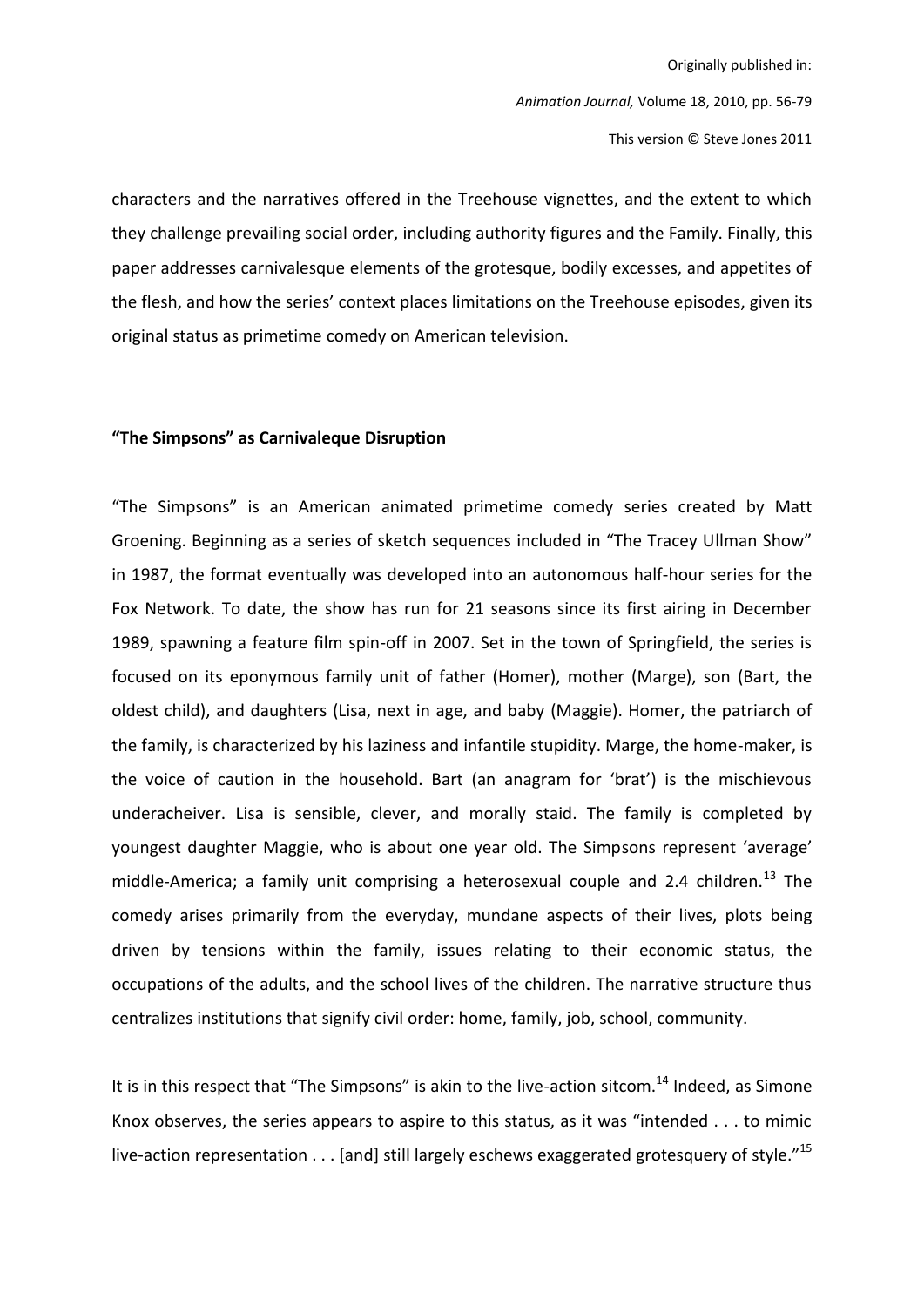characters and the narratives offered in the Treehouse vignettes, and the extent to which they challenge prevailing social order, including authority figures and the Family. Finally, this paper addresses carnivalesque elements of the grotesque, bodily excesses, and appetites of the flesh, and how the series' context places limitations on the Treehouse episodes, given its original status as primetime comedy on American television.

**"The Simpsons" as Carnivaleque Disruption**

"The Simpsons" is an American animated primetime comedy series created by Matt Groening. Beginning as a series of sketch sequences included in "The Tracey Ullman Show" in 1987, the format eventually was developed into an autonomous half-hour series for the Fox Network. To date, the show has run for 21 seasons since its first airing in December 1989, spawning a feature film spin-off in 2007. Set in the town of Springfield, the series is focused on its eponymous family unit of father (Homer), mother (Marge), son (Bart, the oldest child), and daughters (Lisa, next in age, and baby (Maggie). Homer, the patriarch of the family, is characterized by his laziness and infantile stupidity. Marge, the home-maker, is the voice of caution in the household. Bart (an anagram for 'brat') is the mischievous underacheiver. Lisa is sensible, clever, and morally staid. The family is completed by youngest daughter Maggie, who is about one year old. The Simpsons represent 'average' middle-America; a family unit comprising a heterosexual couple and 2.4 children.[13] The comedy arises primarily from the everyday, mundane aspects of their lives, plots being driven by tensions within the family, issues relating to their economic status, the occupations of the adults, and the school lives of the children. The narrative structure thus centralizes institutions that signify civil order: home, family, job, school, community.

It is in this respect that "The Simpsons" is akin to the live-action sitcom.[14] Indeed, as Simone Knox observes, the series appears to aspire to this status, as it was "intended . . . to mimic live-action representation . . . [and] still largely eschews exaggerated grotesquery of style."[15]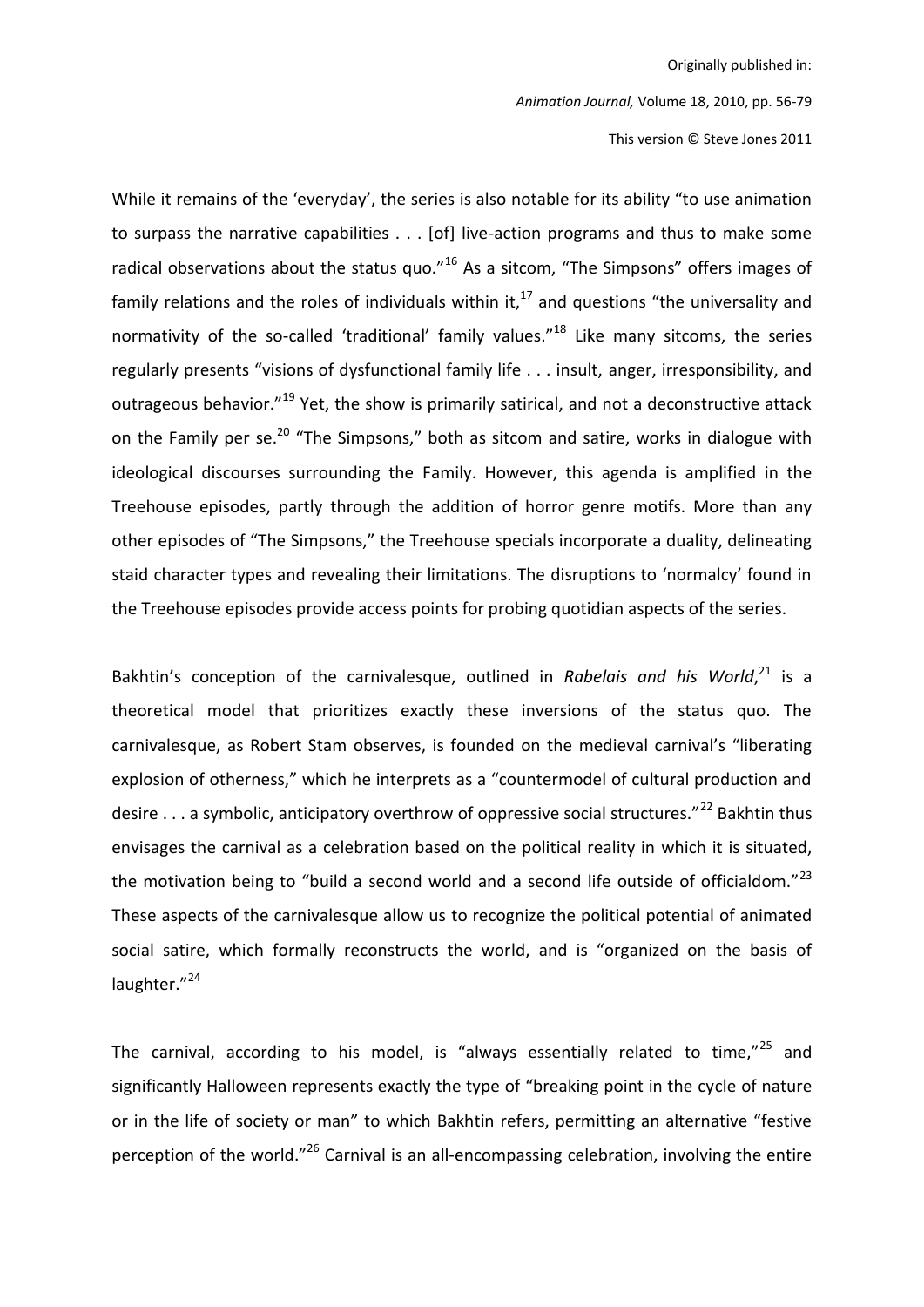While it remains of the 'everyday', the series is also notable for its ability "to use animation to surpass the narrative capabilities . . . [of] live-action programs and thus to make some radical observations about the status quo."[16] As a sitcom, "The Simpsons" offers images of family relations and the roles of individuals within it,[17] and questions "the universality and normativity of the so-called 'traditional' family values."[18] Like many sitcoms, the series regularly presents "visions of dysfunctional family life . . . insult, anger, irresponsibility, and outrageous behavior."[19] Yet, the show is primarily satirical, and not a deconstructive attack on the Family per se.[20] "The Simpsons," both as sitcom and satire, works in dialogue with ideological discourses surrounding the Family. However, this agenda is amplified in the Treehouse episodes, partly through the addition of horror genre motifs. More than any other episodes of "The Simpsons," the Treehouse specials incorporate a duality, delineating staid character types and revealing their limitations. The disruptions to 'normalcy' found in the Treehouse episodes provide access points for probing quotidian aspects of the series.

Bakhtin's conception of the carnivalesque, outlined in *Rabelais and his World*,[21] is a theoretical model that prioritizes exactly these inversions of the status quo. The carnivalesque, as Robert Stam observes, is founded on the medieval carnival's "liberating explosion of otherness," which he interprets as a "countermodel of cultural production and desire . . . a symbolic, anticipatory overthrow of oppressive social structures."[22] Bakhtin thus envisages the carnival as a celebration based on the political reality in which it is situated, the motivation being to "build a second world and a second life outside of officialdom."[23] These aspects of the carnivalesque allow us to recognize the political potential of animated social satire, which formally reconstructs the world, and is "organized on the basis of laughter."[24]

The carnival, according to his model, is "always essentially related to time,"[25] and significantly Halloween represents exactly the type of "breaking point in the cycle of nature or in the life of society or man" to which Bakhtin refers, permitting an alternative "festive perception of the world."[26] Carnival is an all-encompassing celebration, involving the entire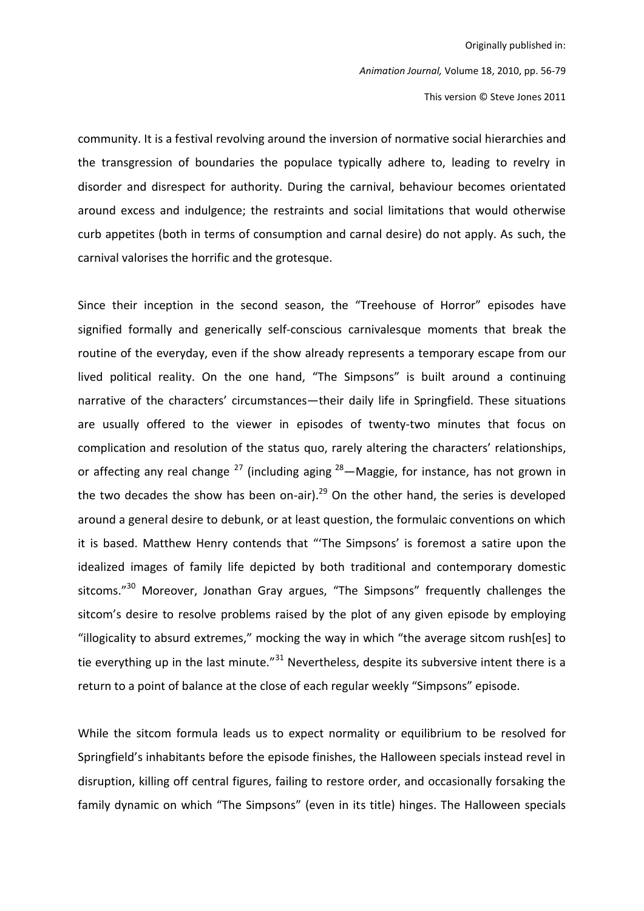community. It is a festival revolving around the inversion of normative social hierarchies and the transgression of boundaries the populace typically adhere to, leading to revelry in disorder and disrespect for authority. During the carnival, behaviour becomes orientated around excess and indulgence; the restraints and social limitations that would otherwise curb appetites (both in terms of consumption and carnal desire) do not apply. As such, the carnival valorises the horrific and the grotesque.

Since their inception in the second season, the "Treehouse of Horror" episodes have signified formally and generically self-conscious carnivalesque moments that break the routine of the everyday, even if the show already represents a temporary escape from our lived political reality. On the one hand, "The Simpsons" is built around a continuing narrative of the characters' circumstances—their daily life in Springfield. These situations are usually offered to the viewer in episodes of twenty-two minutes that focus on complication and resolution of the status quo, rarely altering the characters' relationships, or affecting any real change [27] (including aging [28]—Maggie, for instance, has not grown in the two decades the show has been on-air).[29] On the other hand, the series is developed around a general desire to debunk, or at least question, the formulaic conventions on which it is based. Matthew Henry contends that "'The Simpsons' is foremost a satire upon the idealized images of family life depicted by both traditional and contemporary domestic sitcoms."[30] Moreover, Jonathan Gray argues, "The Simpsons" frequently challenges the sitcom's desire to resolve problems raised by the plot of any given episode by employing "illogicality to absurd extremes," mocking the way in which "the average sitcom rush[es] to tie everything up in the last minute."[31] Nevertheless, despite its subversive intent there is a return to a point of balance at the close of each regular weekly "Simpsons" episode.

While the sitcom formula leads us to expect normality or equilibrium to be resolved for Springfield's inhabitants before the episode finishes, the Halloween specials instead revel in disruption, killing off central figures, failing to restore order, and occasionally forsaking the family dynamic on which "The Simpsons" (even in its title) hinges. The Halloween specials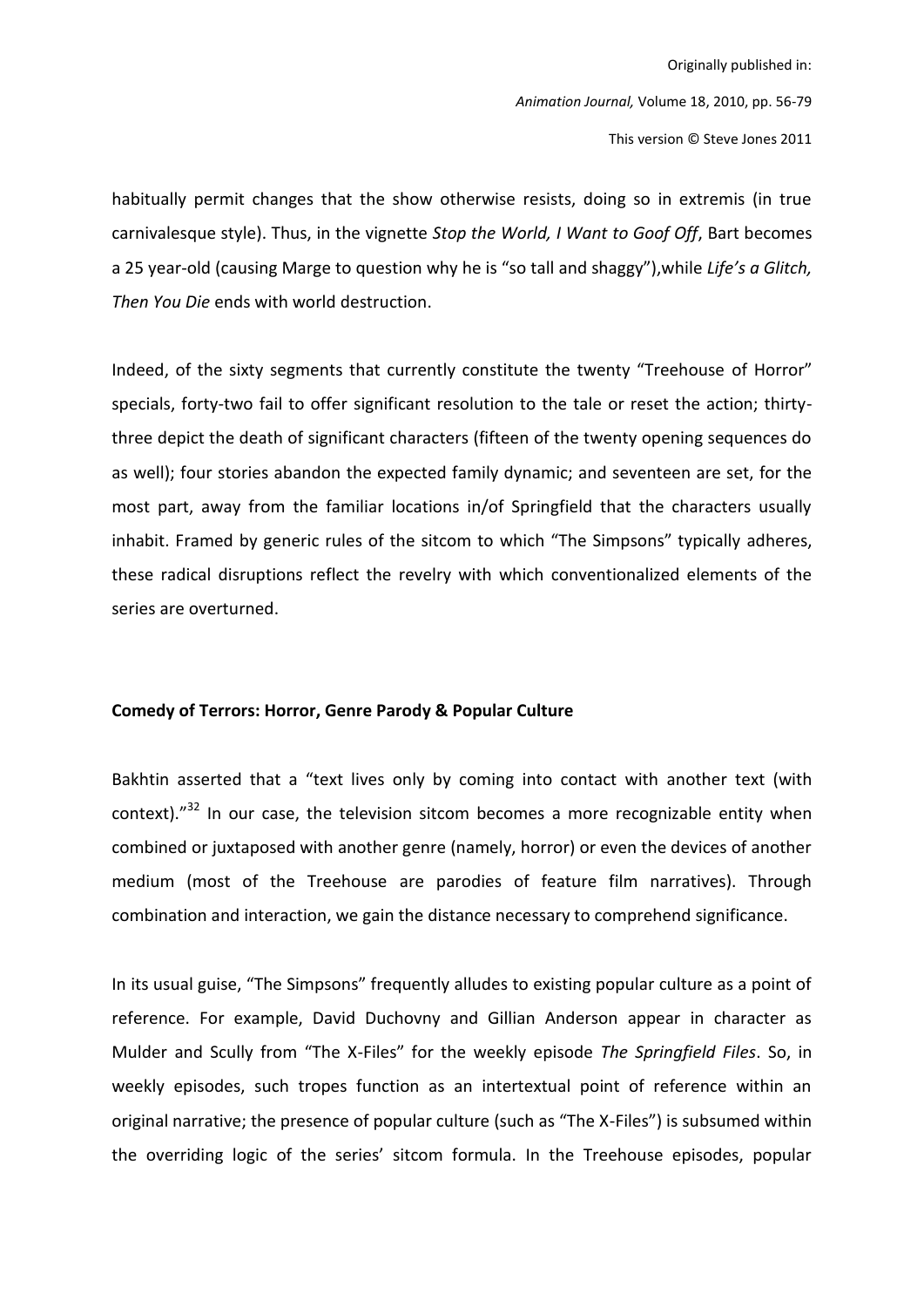habitually permit changes that the show otherwise resists, doing so in extremis (in true carnivalesque style). Thus, in the vignette *Stop the World, I Want to Goof Off*, Bart becomes a 25 year-old (causing Marge to question why he is "so tall and shaggy"),while *Life's a Glitch, Then You Die* ends with world destruction.

Indeed, of the sixty segments that currently constitute the twenty "Treehouse of Horror" specials, forty-two fail to offer significant resolution to the tale or reset the action; thirty-three depict the death of significant characters (fifteen of the twenty opening sequences do as well); four stories abandon the expected family dynamic; and seventeen are set, for the most part, away from the familiar locations in/of Springfield that the characters usually inhabit. Framed by generic rules of the sitcom to which "The Simpsons" typically adheres, these radical disruptions reflect the revelry with which conventionalized elements of the series are overturned.

**Comedy of Terrors: Horror, Genre Parody & Popular Culture**

Bakhtin asserted that a "text lives only by coming into contact with another text (with context)."[32] In our case, the television sitcom becomes a more recognizable entity when combined or juxtaposed with another genre (namely, horror) or even the devices of another medium (most of the Treehouse are parodies of feature film narratives). Through combination and interaction, we gain the distance necessary to comprehend significance.

In its usual guise, "The Simpsons" frequently alludes to existing popular culture as a point of reference. For example, David Duchovny and Gillian Anderson appear in character as Mulder and Scully from "The X-Files" for the weekly episode *The Springfield Files*. So, in weekly episodes, such tropes function as an intertextual point of reference within an original narrative; the presence of popular culture (such as "The X-Files") is subsumed within the overriding logic of the series' sitcom formula. In the Treehouse episodes, popular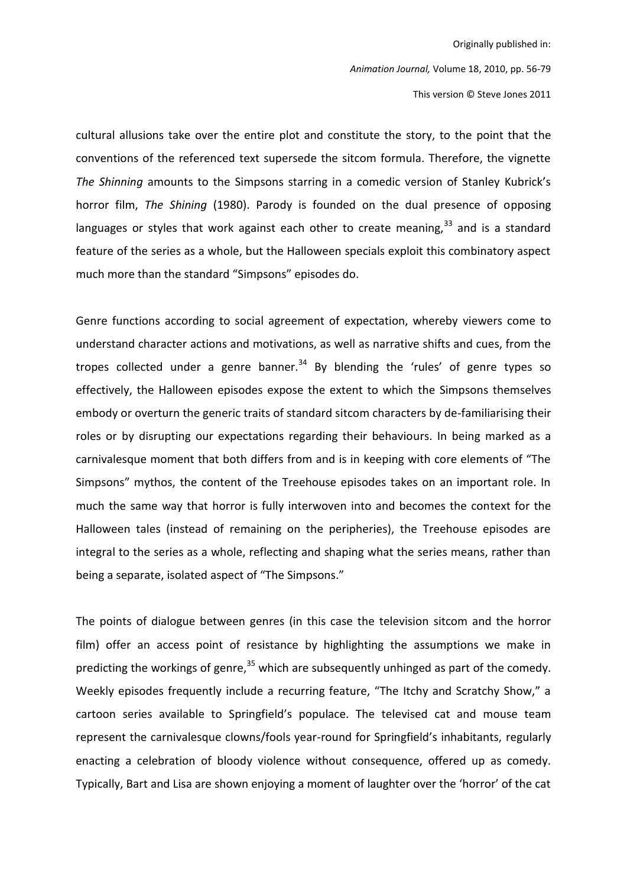cultural allusions take over the entire plot and constitute the story, to the point that the conventions of the referenced text supersede the sitcom formula. Therefore, the vignette *The Shinning* amounts to the Simpsons starring in a comedic version of Stanley Kubrick's horror film, *The Shining* (1980). Parody is founded on the dual presence of opposing languages or styles that work against each other to create meaning,[33] and is a standard feature of the series as a whole, but the Halloween specials exploit this combinatory aspect much more than the standard "Simpsons" episodes do.

Genre functions according to social agreement of expectation, whereby viewers come to understand character actions and motivations, as well as narrative shifts and cues, from the tropes collected under a genre banner.[34] By blending the 'rules' of genre types so effectively, the Halloween episodes expose the extent to which the Simpsons themselves embody or overturn the generic traits of standard sitcom characters by de-familiarising their roles or by disrupting our expectations regarding their behaviours. In being marked as a carnivalesque moment that both differs from and is in keeping with core elements of "The Simpsons" mythos, the content of the Treehouse episodes takes on an important role. In much the same way that horror is fully interwoven into and becomes the context for the Halloween tales (instead of remaining on the peripheries), the Treehouse episodes are integral to the series as a whole, reflecting and shaping what the series means, rather than being a separate, isolated aspect of "The Simpsons."

The points of dialogue between genres (in this case the television sitcom and the horror film) offer an access point of resistance by highlighting the assumptions we make in predicting the workings of genre,[35] which are subsequently unhinged as part of the comedy. Weekly episodes frequently include a recurring feature, "The Itchy and Scratchy Show," a cartoon series available to Springfield's populace. The televised cat and mouse team represent the carnivalesque clowns/fools year-round for Springfield's inhabitants, regularly enacting a celebration of bloody violence without consequence, offered up as comedy. Typically, Bart and Lisa are shown enjoying a moment of laughter over the 'horror' of the cat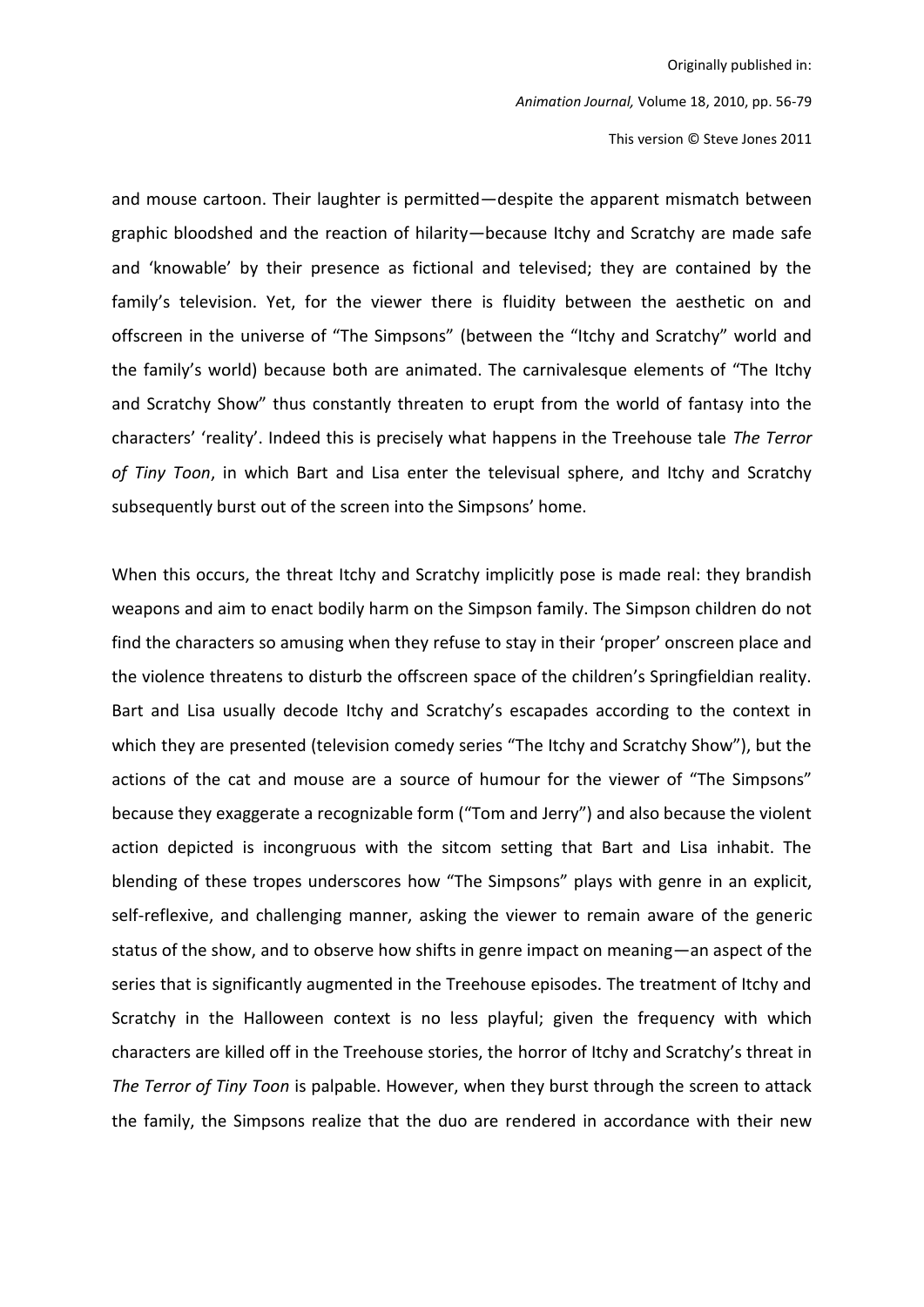and mouse cartoon. Their laughter is permitted—despite the apparent mismatch between graphic bloodshed and the reaction of hilarity—because Itchy and Scratchy are made safe and 'knowable' by their presence as fictional and televised; they are contained by the family's television. Yet, for the viewer there is fluidity between the aesthetic on and offscreen in the universe of "The Simpsons" (between the "Itchy and Scratchy" world and the family's world) because both are animated. The carnivalesque elements of "The Itchy and Scratchy Show" thus constantly threaten to erupt from the world of fantasy into the characters' 'reality'. Indeed this is precisely what happens in the Treehouse tale *The Terror of Tiny Toon*, in which Bart and Lisa enter the televisual sphere, and Itchy and Scratchy subsequently burst out of the screen into the Simpsons' home.

When this occurs, the threat Itchy and Scratchy implicitly pose is made real: they brandish weapons and aim to enact bodily harm on the Simpson family. The Simpson children do not find the characters so amusing when they refuse to stay in their 'proper' onscreen place and the violence threatens to disturb the offscreen space of the children's Springfieldian reality. Bart and Lisa usually decode Itchy and Scratchy's escapades according to the context in which they are presented (television comedy series "The Itchy and Scratchy Show"), but the actions of the cat and mouse are a source of humour for the viewer of "The Simpsons" because they exaggerate a recognizable form ("Tom and Jerry") and also because the violent action depicted is incongruous with the sitcom setting that Bart and Lisa inhabit. The blending of these tropes underscores how "The Simpsons" plays with genre in an explicit, self-reflexive, and challenging manner, asking the viewer to remain aware of the generic status of the show, and to observe how shifts in genre impact on meaning—an aspect of the series that is significantly augmented in the Treehouse episodes. The treatment of Itchy and Scratchy in the Halloween context is no less playful; given the frequency with which characters are killed off in the Treehouse stories, the horror of Itchy and Scratchy's threat in *The Terror of Tiny Toon* is palpable. However, when they burst through the screen to attack the family, the Simpsons realize that the duo are rendered in accordance with their new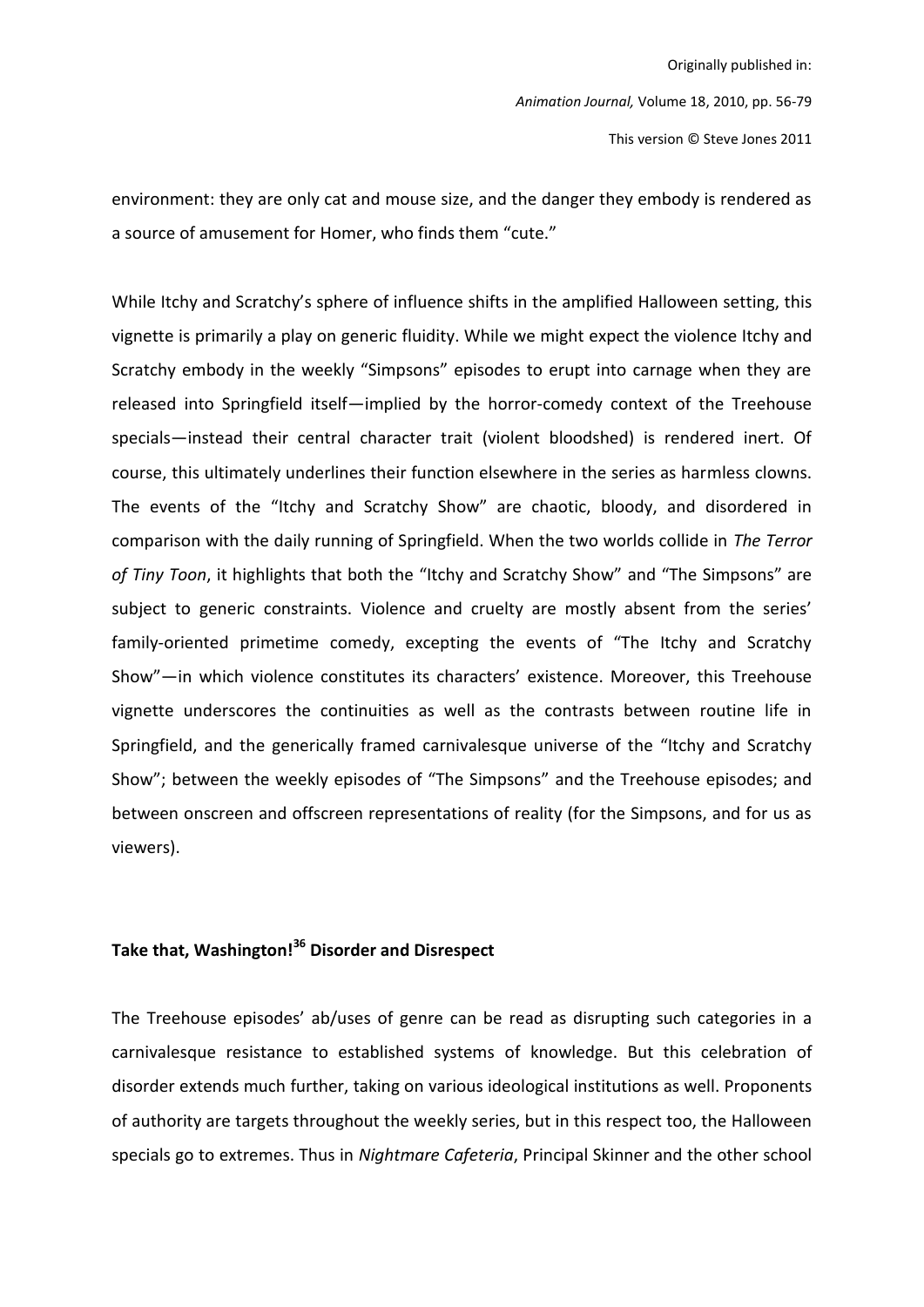environment: they are only cat and mouse size, and the danger they embody is rendered as a source of amusement for Homer, who finds them "cute."

While Itchy and Scratchy's sphere of influence shifts in the amplified Halloween setting, this vignette is primarily a play on generic fluidity. While we might expect the violence Itchy and Scratchy embody in the weekly "Simpsons" episodes to erupt into carnage when they are released into Springfield itself—implied by the horror-comedy context of the Treehouse specials—instead their central character trait (violent bloodshed) is rendered inert. Of course, this ultimately underlines their function elsewhere in the series as harmless clowns. The events of the "Itchy and Scratchy Show" are chaotic, bloody, and disordered in comparison with the daily running of Springfield. When the two worlds collide in *The Terror of Tiny Toon*, it highlights that both the "Itchy and Scratchy Show" and "The Simpsons" are subject to generic constraints. Violence and cruelty are mostly absent from the series' family-oriented primetime comedy, excepting the events of "The Itchy and Scratchy Show"—in which violence constitutes its characters' existence. Moreover, this Treehouse vignette underscores the continuities as well as the contrasts between routine life in Springfield, and the generically framed carnivalesque universe of the "Itchy and Scratchy Show"; between the weekly episodes of "The Simpsons" and the Treehouse episodes; and between onscreen and offscreen representations of reality (for the Simpsons, and for us as viewers).

## Take that, Washington![36] Disorder and Disrespect

The Treehouse episodes' ab/uses of genre can be read as disrupting such categories in a carnivalesque resistance to established systems of knowledge. But this celebration of disorder extends much further, taking on various ideological institutions as well. Proponents of authority are targets throughout the weekly series, but in this respect too, the Halloween specials go to extremes. Thus in *Nightmare Cafeteria*, Principal Skinner and the other school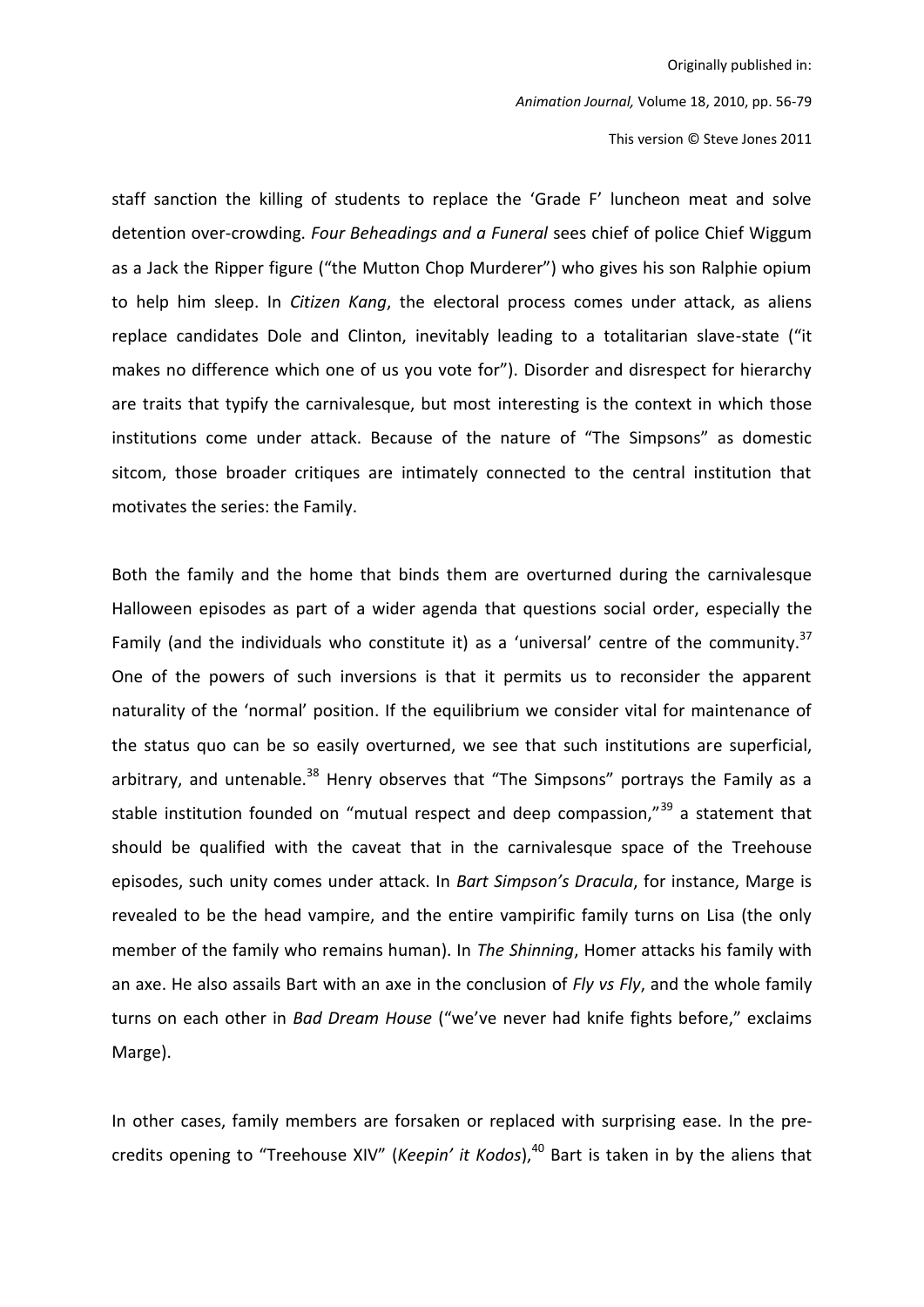staff sanction the killing of students to replace the 'Grade F' luncheon meat and solve detention over-crowding. *Four Beheadings and a Funeral* sees chief of police Chief Wiggum as a Jack the Ripper figure ("the Mutton Chop Murderer") who gives his son Ralphie opium to help him sleep. In *Citizen Kang*, the electoral process comes under attack, as aliens replace candidates Dole and Clinton, inevitably leading to a totalitarian slave-state ("it makes no difference which one of us you vote for"). Disorder and disrespect for hierarchy are traits that typify the carnivalesque, but most interesting is the context in which those institutions come under attack. Because of the nature of "The Simpsons" as domestic sitcom, those broader critiques are intimately connected to the central institution that motivates the series: the Family.

Both the family and the home that binds them are overturned during the carnivalesque Halloween episodes as part of a wider agenda that questions social order, especially the Family (and the individuals who constitute it) as a 'universal' centre of the community.[37] One of the powers of such inversions is that it permits us to reconsider the apparent naturality of the 'normal' position. If the equilibrium we consider vital for maintenance of the status quo can be so easily overturned, we see that such institutions are superficial, arbitrary, and untenable.[38] Henry observes that "The Simpsons" portrays the Family as a stable institution founded on "mutual respect and deep compassion,"[39] a statement that should be qualified with the caveat that in the carnivalesque space of the Treehouse episodes, such unity comes under attack. In *Bart Simpson's Dracula*, for instance, Marge is revealed to be the head vampire, and the entire vampirific family turns on Lisa (the only member of the family who remains human). In *The Shinning*, Homer attacks his family with an axe. He also assails Bart with an axe in the conclusion of *Fly vs Fly*, and the whole family turns on each other in *Bad Dream House* ("we've never had knife fights before," exclaims Marge).

In other cases, family members are forsaken or replaced with surprising ease. In the pre-credits opening to "Treehouse XIV" (*Keepin' it Kodos*),[40] Bart is taken in by the aliens that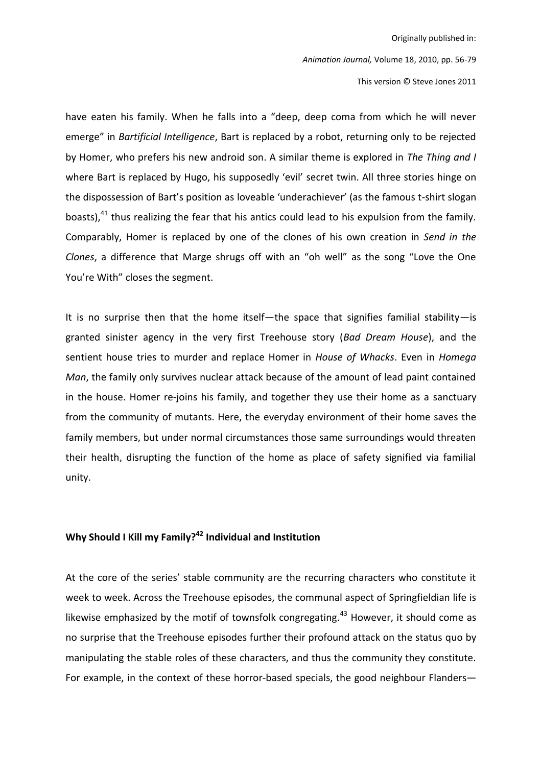have eaten his family. When he falls into a "deep, deep coma from which he will never emerge" in *Bartificial Intelligence*, Bart is replaced by a robot, returning only to be rejected by Homer, who prefers his new android son. A similar theme is explored in *The Thing and I* where Bart is replaced by Hugo, his supposedly 'evil' secret twin. All three stories hinge on the dispossession of Bart's position as loveable 'underachiever' (as the famous t-shirt slogan boasts),[41] thus realizing the fear that his antics could lead to his expulsion from the family. Comparably, Homer is replaced by one of the clones of his own creation in *Send in the Clones*, a difference that Marge shrugs off with an "oh well" as the song "Love the One You're With" closes the segment.

It is no surprise then that the home itself—the space that signifies familial stability—is granted sinister agency in the very first Treehouse story (*Bad Dream House*), and the sentient house tries to murder and replace Homer in *House of Whacks*. Even in *Homega Man*, the family only survives nuclear attack because of the amount of lead paint contained in the house. Homer re-joins his family, and together they use their home as a sanctuary from the community of mutants. Here, the everyday environment of their home saves the family members, but under normal circumstances those same surroundings would threaten their health, disrupting the function of the home as place of safety signified via familial unity.

## Why Should I Kill my Family?[42] Individual and Institution

At the core of the series' stable community are the recurring characters who constitute it week to week. Across the Treehouse episodes, the communal aspect of Springfieldian life is likewise emphasized by the motif of townsfolk congregating.[43] However, it should come as no surprise that the Treehouse episodes further their profound attack on the status quo by manipulating the stable roles of these characters, and thus the community they constitute. For example, in the context of these horror-based specials, the good neighbour Flanders—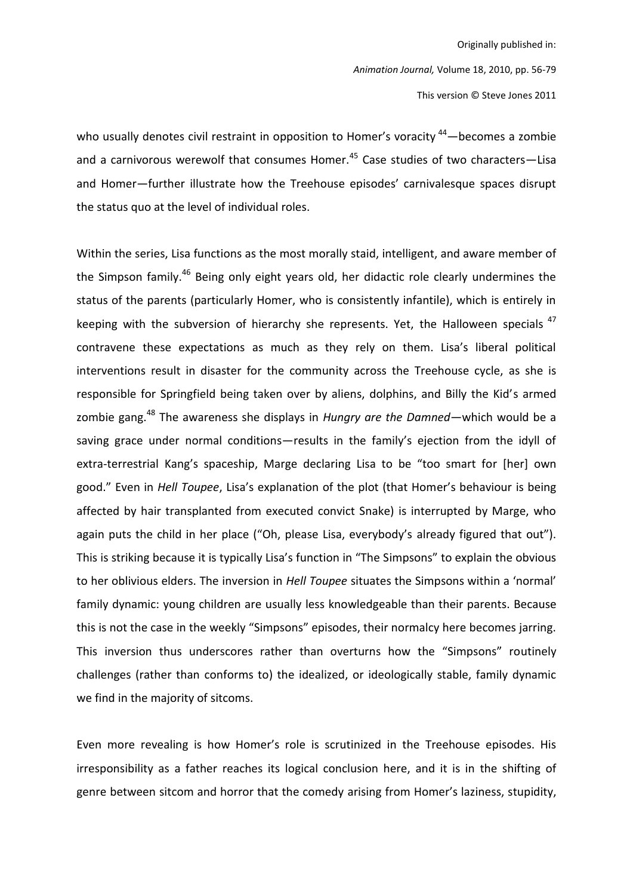who usually denotes civil restraint in opposition to Homer's voracity [44]—becomes a zombie and a carnivorous werewolf that consumes Homer.[45] Case studies of two characters—Lisa and Homer—further illustrate how the Treehouse episodes' carnivalesque spaces disrupt the status quo at the level of individual roles.

Within the series, Lisa functions as the most morally staid, intelligent, and aware member of the Simpson family.[46] Being only eight years old, her didactic role clearly undermines the status of the parents (particularly Homer, who is consistently infantile), which is entirely in keeping with the subversion of hierarchy she represents. Yet, the Halloween specials [47] contravene these expectations as much as they rely on them. Lisa's liberal political interventions result in disaster for the community across the Treehouse cycle, as she is responsible for Springfield being taken over by aliens, dolphins, and Billy the Kid's armed zombie gang.[48] The awareness she displays in *Hungry are the Damned*—which would be a saving grace under normal conditions—results in the family's ejection from the idyll of extra-terrestrial Kang's spaceship, Marge declaring Lisa to be "too smart for [her] own good." Even in *Hell Toupee*, Lisa's explanation of the plot (that Homer's behaviour is being affected by hair transplanted from executed convict Snake) is interrupted by Marge, who again puts the child in her place ("Oh, please Lisa, everybody's already figured that out"). This is striking because it is typically Lisa's function in "The Simpsons" to explain the obvious to her oblivious elders. The inversion in *Hell Toupee* situates the Simpsons within a 'normal' family dynamic: young children are usually less knowledgeable than their parents. Because this is not the case in the weekly "Simpsons" episodes, their normalcy here becomes jarring. This inversion thus underscores rather than overturns how the "Simpsons" routinely challenges (rather than conforms to) the idealized, or ideologically stable, family dynamic we find in the majority of sitcoms.

Even more revealing is how Homer's role is scrutinized in the Treehouse episodes. His irresponsibility as a father reaches its logical conclusion here, and it is in the shifting of genre between sitcom and horror that the comedy arising from Homer's laziness, stupidity,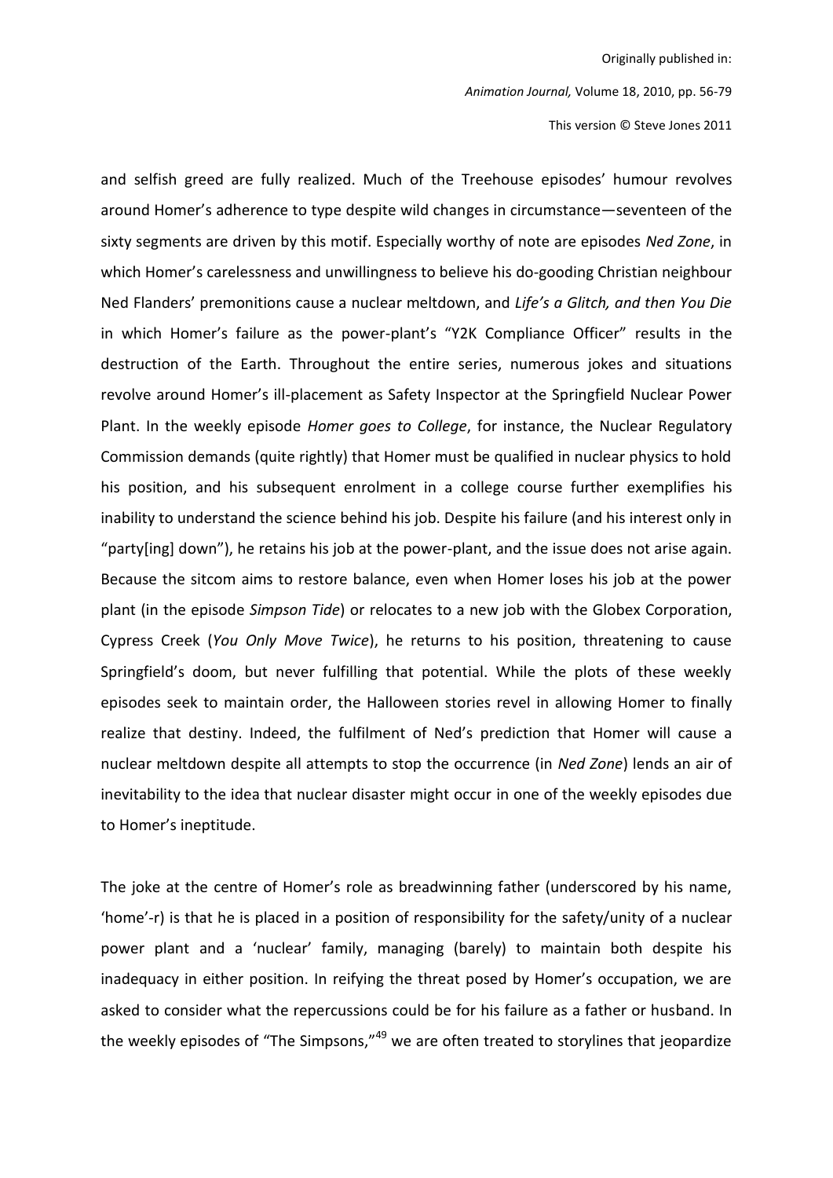and selfish greed are fully realized. Much of the Treehouse episodes' humour revolves around Homer's adherence to type despite wild changes in circumstance—seventeen of the sixty segments are driven by this motif. Especially worthy of note are episodes *Ned Zone*, in which Homer's carelessness and unwillingness to believe his do-gooding Christian neighbour Ned Flanders' premonitions cause a nuclear meltdown, and *Life's a Glitch, and then You Die* in which Homer's failure as the power-plant's "Y2K Compliance Officer" results in the destruction of the Earth. Throughout the entire series, numerous jokes and situations revolve around Homer's ill-placement as Safety Inspector at the Springfield Nuclear Power Plant. In the weekly episode *Homer goes to College*, for instance, the Nuclear Regulatory Commission demands (quite rightly) that Homer must be qualified in nuclear physics to hold his position, and his subsequent enrolment in a college course further exemplifies his inability to understand the science behind his job. Despite his failure (and his interest only in "party[ing] down"), he retains his job at the power-plant, and the issue does not arise again. Because the sitcom aims to restore balance, even when Homer loses his job at the power plant (in the episode *Simpson Tide*) or relocates to a new job with the Globex Corporation, Cypress Creek (*You Only Move Twice*), he returns to his position, threatening to cause Springfield's doom, but never fulfilling that potential. While the plots of these weekly episodes seek to maintain order, the Halloween stories revel in allowing Homer to finally realize that destiny. Indeed, the fulfilment of Ned's prediction that Homer will cause a nuclear meltdown despite all attempts to stop the occurrence (in *Ned Zone*) lends an air of inevitability to the idea that nuclear disaster might occur in one of the weekly episodes due to Homer's ineptitude.

The joke at the centre of Homer's role as breadwinning father (underscored by his name, 'home'-r) is that he is placed in a position of responsibility for the safety/unity of a nuclear power plant and a 'nuclear' family, managing (barely) to maintain both despite his inadequacy in either position. In reifying the threat posed by Homer's occupation, we are asked to consider what the repercussions could be for his failure as a father or husband. In the weekly episodes of "The Simpsons,"[49] we are often treated to storylines that jeopardize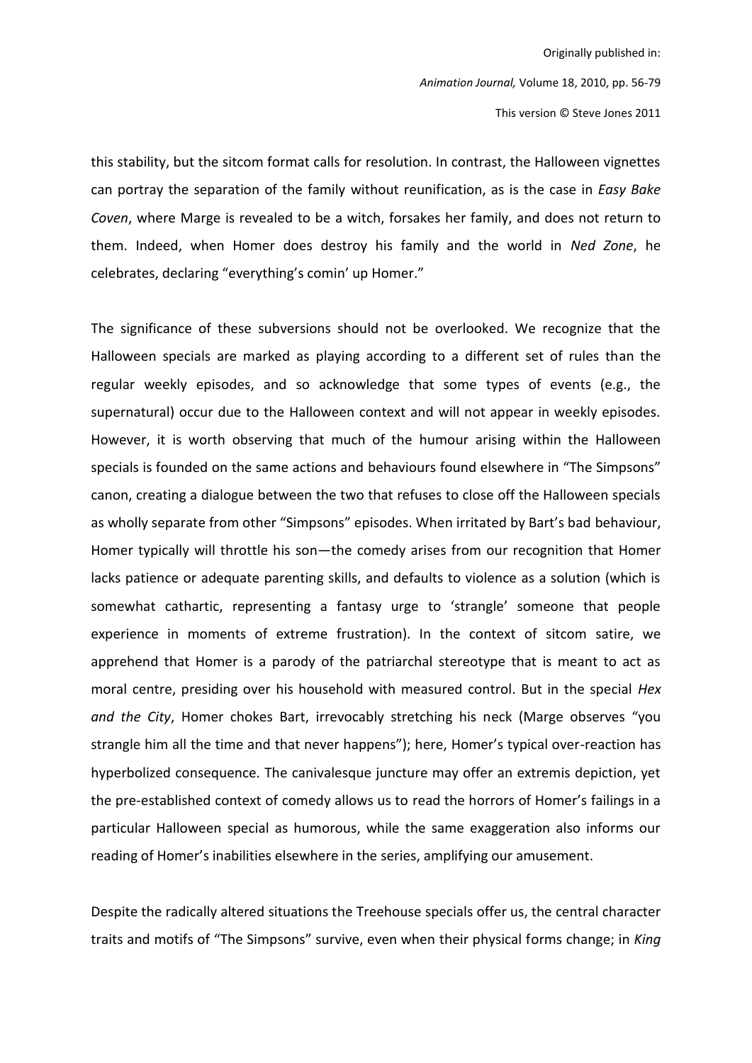this stability, but the sitcom format calls for resolution. In contrast, the Halloween vignettes can portray the separation of the family without reunification, as is the case in *Easy Bake Coven*, where Marge is revealed to be a witch, forsakes her family, and does not return to them. Indeed, when Homer does destroy his family and the world in *Ned Zone*, he celebrates, declaring "everything's comin' up Homer."

The significance of these subversions should not be overlooked. We recognize that the Halloween specials are marked as playing according to a different set of rules than the regular weekly episodes, and so acknowledge that some types of events (e.g., the supernatural) occur due to the Halloween context and will not appear in weekly episodes. However, it is worth observing that much of the humour arising within the Halloween specials is founded on the same actions and behaviours found elsewhere in "The Simpsons" canon, creating a dialogue between the two that refuses to close off the Halloween specials as wholly separate from other "Simpsons" episodes. When irritated by Bart's bad behaviour, Homer typically will throttle his son—the comedy arises from our recognition that Homer lacks patience or adequate parenting skills, and defaults to violence as a solution (which is somewhat cathartic, representing a fantasy urge to 'strangle' someone that people experience in moments of extreme frustration). In the context of sitcom satire, we apprehend that Homer is a parody of the patriarchal stereotype that is meant to act as moral centre, presiding over his household with measured control. But in the special *Hex and the City*, Homer chokes Bart, irrevocably stretching his neck (Marge observes "you strangle him all the time and that never happens"); here, Homer's typical over-reaction has hyperbolized consequence. The canivalesque juncture may offer an extremis depiction, yet the pre-established context of comedy allows us to read the horrors of Homer's failings in a particular Halloween special as humorous, while the same exaggeration also informs our reading of Homer's inabilities elsewhere in the series, amplifying our amusement.

Despite the radically altered situations the Treehouse specials offer us, the central character traits and motifs of "The Simpsons" survive, even when their physical forms change; in *King*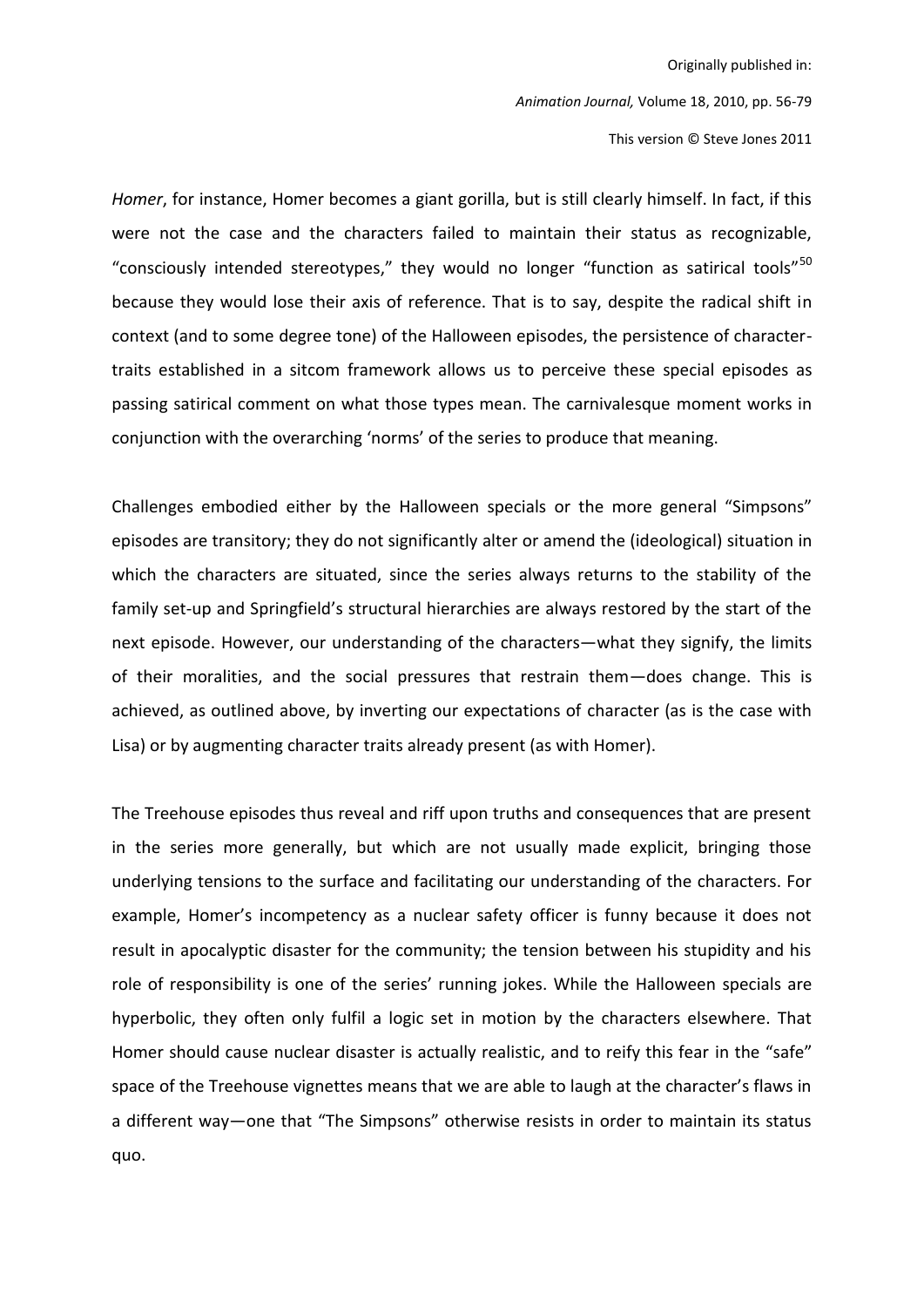*Homer*, for instance, Homer becomes a giant gorilla, but is still clearly himself. In fact, if this were not the case and the characters failed to maintain their status as recognizable, "consciously intended stereotypes," they would no longer "function as satirical tools"[50] because they would lose their axis of reference. That is to say, despite the radical shift in context (and to some degree tone) of the Halloween episodes, the persistence of character-traits established in a sitcom framework allows us to perceive these special episodes as passing satirical comment on what those types mean. The carnivalesque moment works in conjunction with the overarching 'norms' of the series to produce that meaning.

Challenges embodied either by the Halloween specials or the more general "Simpsons" episodes are transitory; they do not significantly alter or amend the (ideological) situation in which the characters are situated, since the series always returns to the stability of the family set-up and Springfield's structural hierarchies are always restored by the start of the next episode. However, our understanding of the characters—what they signify, the limits of their moralities, and the social pressures that restrain them—does change. This is achieved, as outlined above, by inverting our expectations of character (as is the case with Lisa) or by augmenting character traits already present (as with Homer).

The Treehouse episodes thus reveal and riff upon truths and consequences that are present in the series more generally, but which are not usually made explicit, bringing those underlying tensions to the surface and facilitating our understanding of the characters. For example, Homer's incompetency as a nuclear safety officer is funny because it does not result in apocalyptic disaster for the community; the tension between his stupidity and his role of responsibility is one of the series' running jokes. While the Halloween specials are hyperbolic, they often only fulfil a logic set in motion by the characters elsewhere. That Homer should cause nuclear disaster is actually realistic, and to reify this fear in the "safe" space of the Treehouse vignettes means that we are able to laugh at the character's flaws in a different way—one that "The Simpsons" otherwise resists in order to maintain its status quo.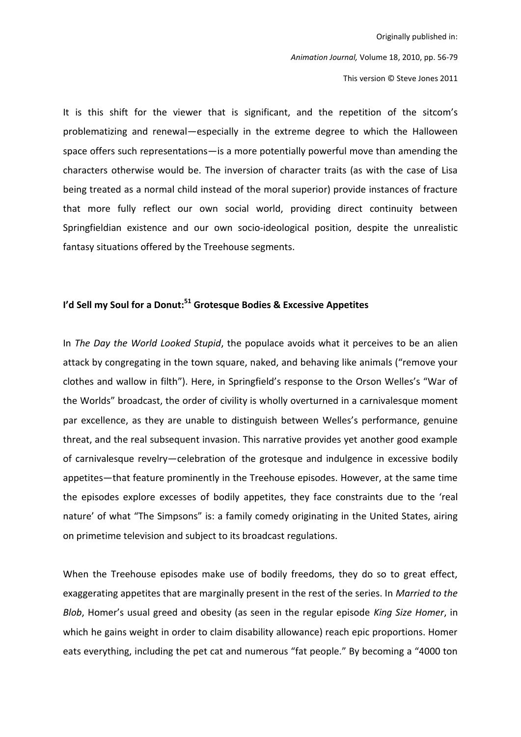It is this shift for the viewer that is significant, and the repetition of the sitcom's problematizing and renewal—especially in the extreme degree to which the Halloween space offers such representations—is a more potentially powerful move than amending the characters otherwise would be. The inversion of character traits (as with the case of Lisa being treated as a normal child instead of the moral superior) provide instances of fracture that more fully reflect our own social world, providing direct continuity between Springfieldian existence and our own socio-ideological position, despite the unrealistic fantasy situations offered by the Treehouse segments.

## I'd Sell my Soul for a Donut:[51] Grotesque Bodies & Excessive Appetites

In *The Day the World Looked Stupid*, the populace avoids what it perceives to be an alien attack by congregating in the town square, naked, and behaving like animals ("remove your clothes and wallow in filth"). Here, in Springfield's response to the Orson Welles's "War of the Worlds" broadcast, the order of civility is wholly overturned in a carnivalesque moment par excellence, as they are unable to distinguish between Welles's performance, genuine threat, and the real subsequent invasion. This narrative provides yet another good example of carnivalesque revelry—celebration of the grotesque and indulgence in excessive bodily appetites—that feature prominently in the Treehouse episodes. However, at the same time the episodes explore excesses of bodily appetites, they face constraints due to the 'real nature' of what "The Simpsons" is: a family comedy originating in the United States, airing on primetime television and subject to its broadcast regulations.

When the Treehouse episodes make use of bodily freedoms, they do so to great effect, exaggerating appetites that are marginally present in the rest of the series. In *Married to the Blob*, Homer's usual greed and obesity (as seen in the regular episode *King Size Homer*, in which he gains weight in order to claim disability allowance) reach epic proportions. Homer eats everything, including the pet cat and numerous "fat people." By becoming a "4000 ton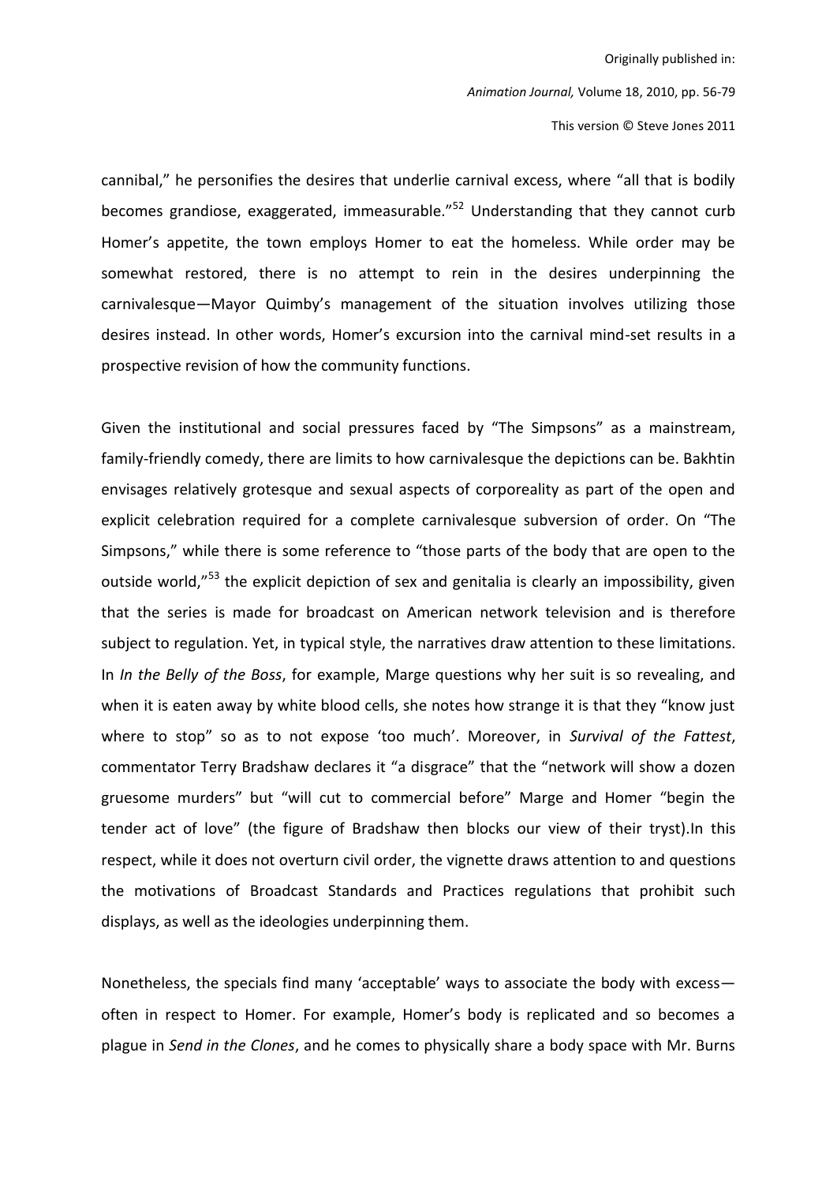cannibal," he personifies the desires that underlie carnival excess, where "all that is bodily becomes grandiose, exaggerated, immeasurable."[52] Understanding that they cannot curb Homer's appetite, the town employs Homer to eat the homeless. While order may be somewhat restored, there is no attempt to rein in the desires underpinning the carnivalesque—Mayor Quimby's management of the situation involves utilizing those desires instead. In other words, Homer's excursion into the carnival mind-set results in a prospective revision of how the community functions.

Given the institutional and social pressures faced by "The Simpsons" as a mainstream, family-friendly comedy, there are limits to how carnivalesque the depictions can be. Bakhtin envisages relatively grotesque and sexual aspects of corporeality as part of the open and explicit celebration required for a complete carnivalesque subversion of order. On "The Simpsons," while there is some reference to "those parts of the body that are open to the outside world,"[53] the explicit depiction of sex and genitalia is clearly an impossibility, given that the series is made for broadcast on American network television and is therefore subject to regulation. Yet, in typical style, the narratives draw attention to these limitations. In *In the Belly of the Boss*, for example, Marge questions why her suit is so revealing, and when it is eaten away by white blood cells, she notes how strange it is that they "know just where to stop" so as to not expose 'too much'. Moreover, in *Survival of the Fattest*, commentator Terry Bradshaw declares it "a disgrace" that the "network will show a dozen gruesome murders" but "will cut to commercial before" Marge and Homer "begin the tender act of love" (the figure of Bradshaw then blocks our view of their tryst).In this respect, while it does not overturn civil order, the vignette draws attention to and questions the motivations of Broadcast Standards and Practices regulations that prohibit such displays, as well as the ideologies underpinning them.

Nonetheless, the specials find many 'acceptable' ways to associate the body with excess—often in respect to Homer. For example, Homer's body is replicated and so becomes a plague in *Send in the Clones*, and he comes to physically share a body space with Mr. Burns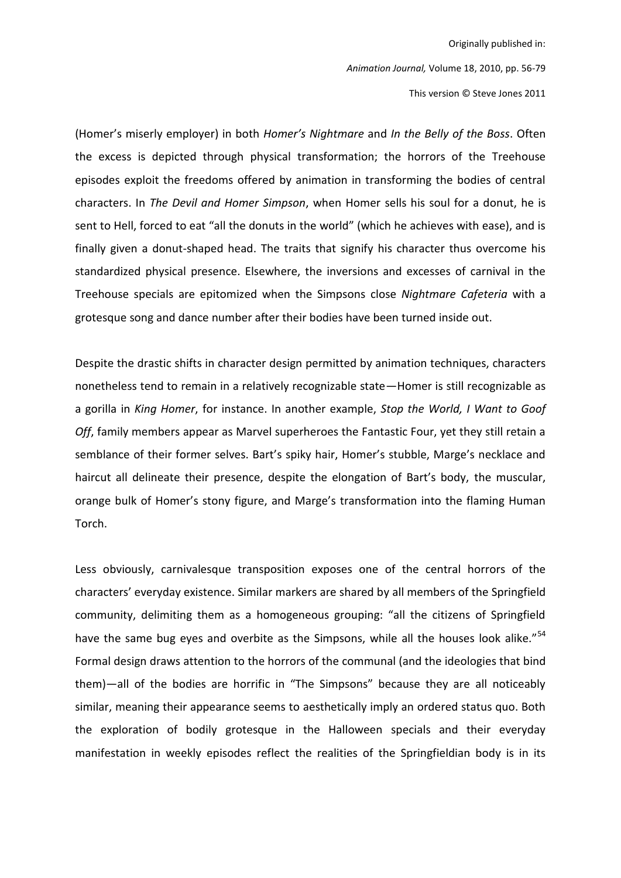(Homer's miserly employer) in both *Homer's Nightmare* and *In the Belly of the Boss*. Often the excess is depicted through physical transformation; the horrors of the Treehouse episodes exploit the freedoms offered by animation in transforming the bodies of central characters. In *The Devil and Homer Simpson*, when Homer sells his soul for a donut, he is sent to Hell, forced to eat "all the donuts in the world" (which he achieves with ease), and is finally given a donut-shaped head. The traits that signify his character thus overcome his standardized physical presence. Elsewhere, the inversions and excesses of carnival in the Treehouse specials are epitomized when the Simpsons close *Nightmare Cafeteria* with a grotesque song and dance number after their bodies have been turned inside out.

Despite the drastic shifts in character design permitted by animation techniques, characters nonetheless tend to remain in a relatively recognizable state—Homer is still recognizable as a gorilla in *King Homer*, for instance. In another example, *Stop the World, I Want to Goof Off*, family members appear as Marvel superheroes the Fantastic Four, yet they still retain a semblance of their former selves. Bart's spiky hair, Homer's stubble, Marge's necklace and haircut all delineate their presence, despite the elongation of Bart's body, the muscular, orange bulk of Homer's stony figure, and Marge's transformation into the flaming Human Torch.

Less obviously, carnivalesque transposition exposes one of the central horrors of the characters' everyday existence. Similar markers are shared by all members of the Springfield community, delimiting them as a homogeneous grouping: "all the citizens of Springfield have the same bug eyes and overbite as the Simpsons, while all the houses look alike."[54] Formal design draws attention to the horrors of the communal (and the ideologies that bind them)—all of the bodies are horrific in "The Simpsons" because they are all noticeably similar, meaning their appearance seems to aesthetically imply an ordered status quo. Both the exploration of bodily grotesque in the Halloween specials and their everyday manifestation in weekly episodes reflect the realities of the Springfieldian body is in its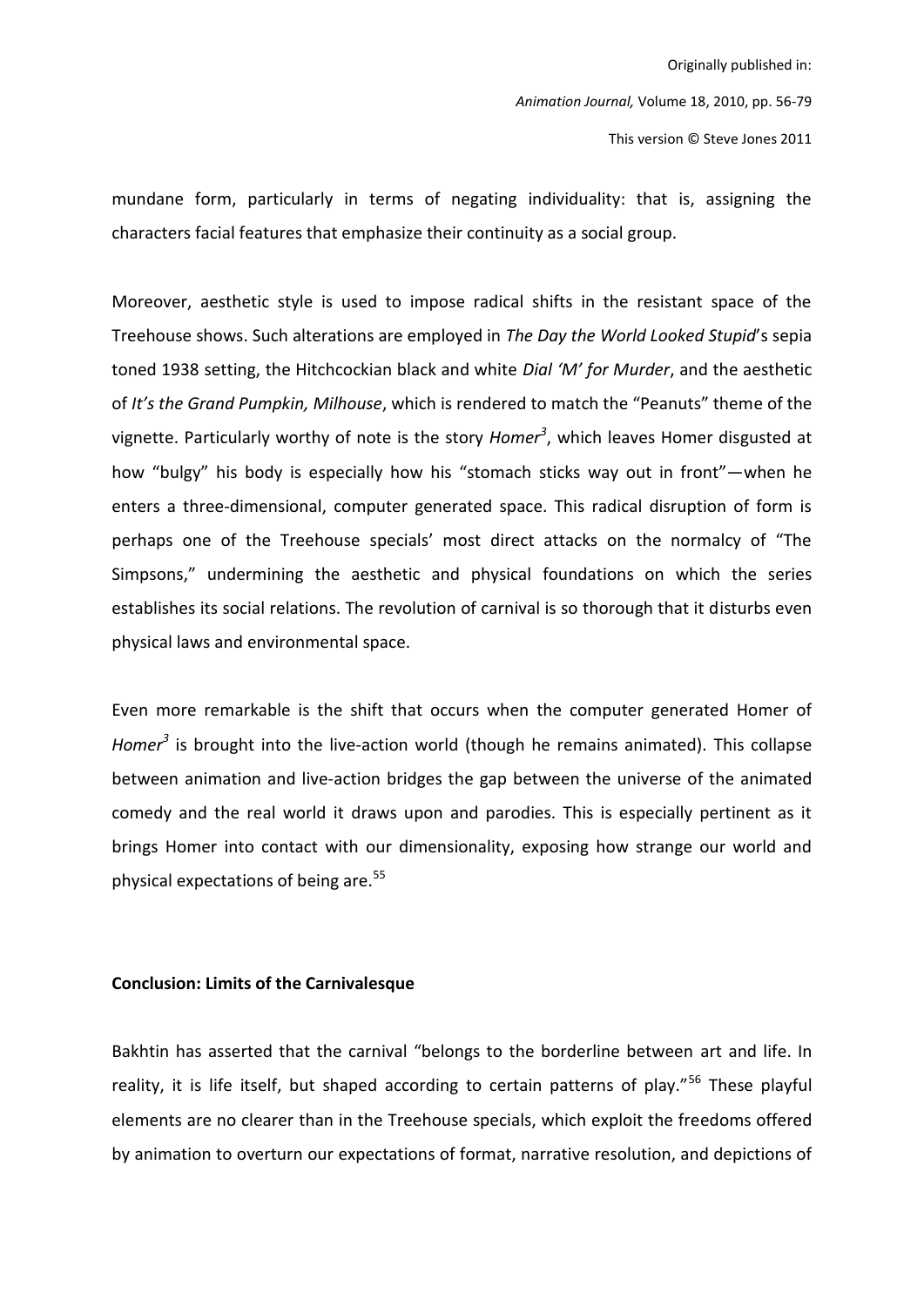mundane form, particularly in terms of negating individuality: that is, assigning the characters facial features that emphasize their continuity as a social group.

Moreover, aesthetic style is used to impose radical shifts in the resistant space of the Treehouse shows. Such alterations are employed in *The Day the World Looked Stupid*'s sepia toned 1938 setting, the Hitchcockian black and white *Dial 'M' for Murder*, and the aesthetic of *It's the Grand Pumpkin, Milhouse*, which is rendered to match the "Peanuts" theme of the vignette. Particularly worthy of note is the story *Homer$^3$*, which leaves Homer disgusted at how "bulgy" his body is especially how his "stomach sticks way out in front"—when he enters a three-dimensional, computer generated space. This radical disruption of form is perhaps one of the Treehouse specials' most direct attacks on the normalcy of "The Simpsons," undermining the aesthetic and physical foundations on which the series establishes its social relations. The revolution of carnival is so thorough that it disturbs even physical laws and environmental space.

Even more remarkable is the shift that occurs when the computer generated Homer of *Homer$^3$* is brought into the live-action world (though he remains animated). This collapse between animation and live-action bridges the gap between the universe of the animated comedy and the real world it draws upon and parodies. This is especially pertinent as it brings Homer into contact with our dimensionality, exposing how strange our world and physical expectations of being are.[55]

## Conclusion: Limits of the Carnivalesque

Bakhtin has asserted that the carnival "belongs to the borderline between art and life. In reality, it is life itself, but shaped according to certain patterns of play."[56] These playful elements are no clearer than in the Treehouse specials, which exploit the freedoms offered by animation to overturn our expectations of format, narrative resolution, and depictions of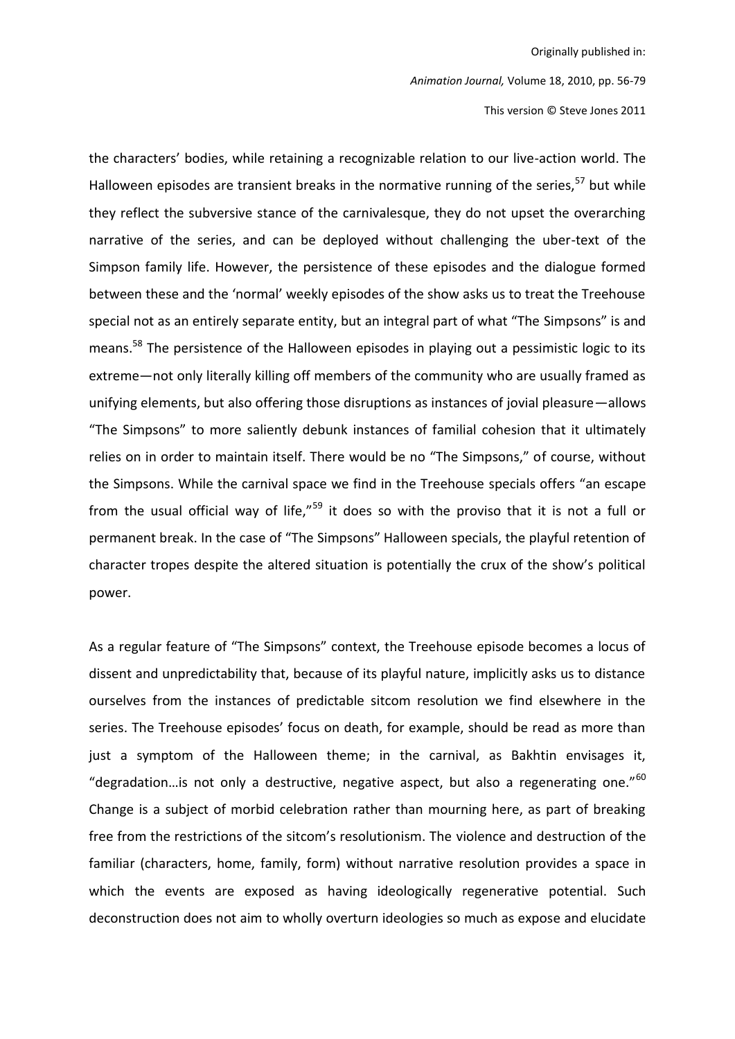the characters' bodies, while retaining a recognizable relation to our live-action world. The Halloween episodes are transient breaks in the normative running of the series,[57] but while they reflect the subversive stance of the carnivalesque, they do not upset the overarching narrative of the series, and can be deployed without challenging the uber-text of the Simpson family life. However, the persistence of these episodes and the dialogue formed between these and the 'normal' weekly episodes of the show asks us to treat the Treehouse special not as an entirely separate entity, but an integral part of what "The Simpsons" is and means.[58] The persistence of the Halloween episodes in playing out a pessimistic logic to its extreme—not only literally killing off members of the community who are usually framed as unifying elements, but also offering those disruptions as instances of jovial pleasure—allows "The Simpsons" to more saliently debunk instances of familial cohesion that it ultimately relies on in order to maintain itself. There would be no "The Simpsons," of course, without the Simpsons. While the carnival space we find in the Treehouse specials offers "an escape from the usual official way of life,"[59] it does so with the proviso that it is not a full or permanent break. In the case of "The Simpsons" Halloween specials, the playful retention of character tropes despite the altered situation is potentially the crux of the show's political power.

As a regular feature of "The Simpsons" context, the Treehouse episode becomes a locus of dissent and unpredictability that, because of its playful nature, implicitly asks us to distance ourselves from the instances of predictable sitcom resolution we find elsewhere in the series. The Treehouse episodes' focus on death, for example, should be read as more than just a symptom of the Halloween theme; in the carnival, as Bakhtin envisages it, "degradation…is not only a destructive, negative aspect, but also a regenerating one."[60] Change is a subject of morbid celebration rather than mourning here, as part of breaking free from the restrictions of the sitcom's resolutionism. The violence and destruction of the familiar (characters, home, family, form) without narrative resolution provides a space in which the events are exposed as having ideologically regenerative potential. Such deconstruction does not aim to wholly overturn ideologies so much as expose and elucidate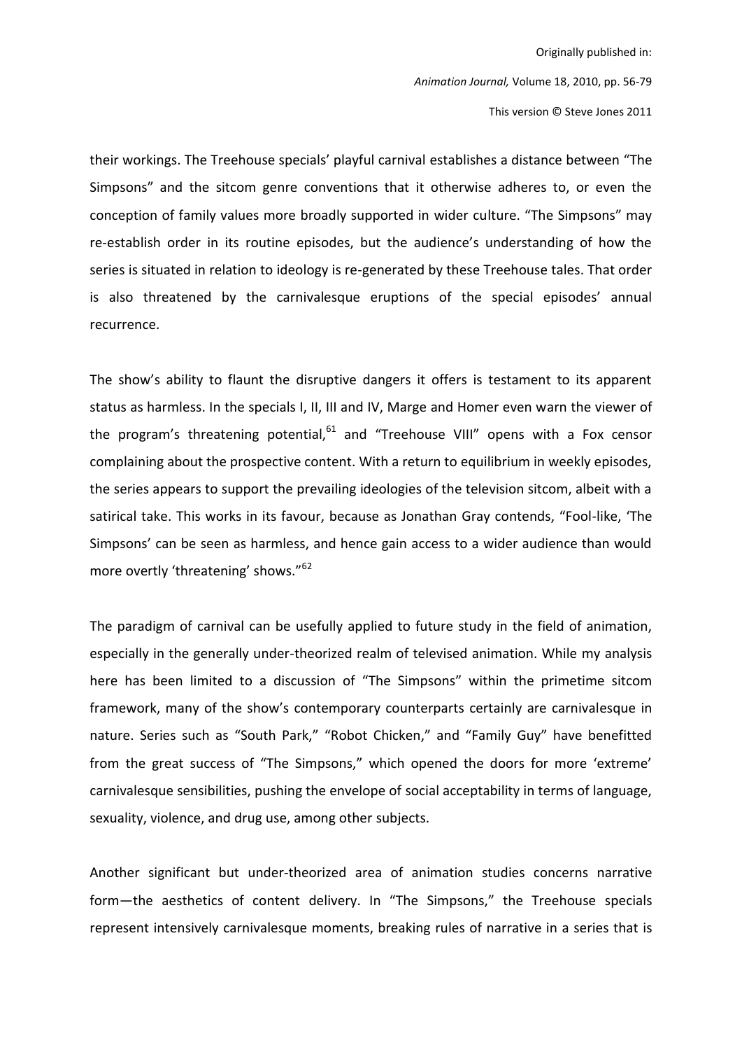their workings. The Treehouse specials' playful carnival establishes a distance between "The Simpsons" and the sitcom genre conventions that it otherwise adheres to, or even the conception of family values more broadly supported in wider culture. "The Simpsons" may re-establish order in its routine episodes, but the audience's understanding of how the series is situated in relation to ideology is re-generated by these Treehouse tales. That order is also threatened by the carnivalesque eruptions of the special episodes' annual recurrence.

The show's ability to flaunt the disruptive dangers it offers is testament to its apparent status as harmless. In the specials I, II, III and IV, Marge and Homer even warn the viewer of the program's threatening potential,[61] and "Treehouse VIII" opens with a Fox censor complaining about the prospective content. With a return to equilibrium in weekly episodes, the series appears to support the prevailing ideologies of the television sitcom, albeit with a satirical take. This works in its favour, because as Jonathan Gray contends, "Fool-like, 'The Simpsons' can be seen as harmless, and hence gain access to a wider audience than would more overtly 'threatening' shows."[62]

The paradigm of carnival can be usefully applied to future study in the field of animation, especially in the generally under-theorized realm of televised animation. While my analysis here has been limited to a discussion of "The Simpsons" within the primetime sitcom framework, many of the show's contemporary counterparts certainly are carnivalesque in nature. Series such as "South Park," "Robot Chicken," and "Family Guy" have benefitted from the great success of "The Simpsons," which opened the doors for more 'extreme' carnivalesque sensibilities, pushing the envelope of social acceptability in terms of language, sexuality, violence, and drug use, among other subjects.

Another significant but under-theorized area of animation studies concerns narrative form—the aesthetics of content delivery. In "The Simpsons," the Treehouse specials represent intensively carnivalesque moments, breaking rules of narrative in a series that is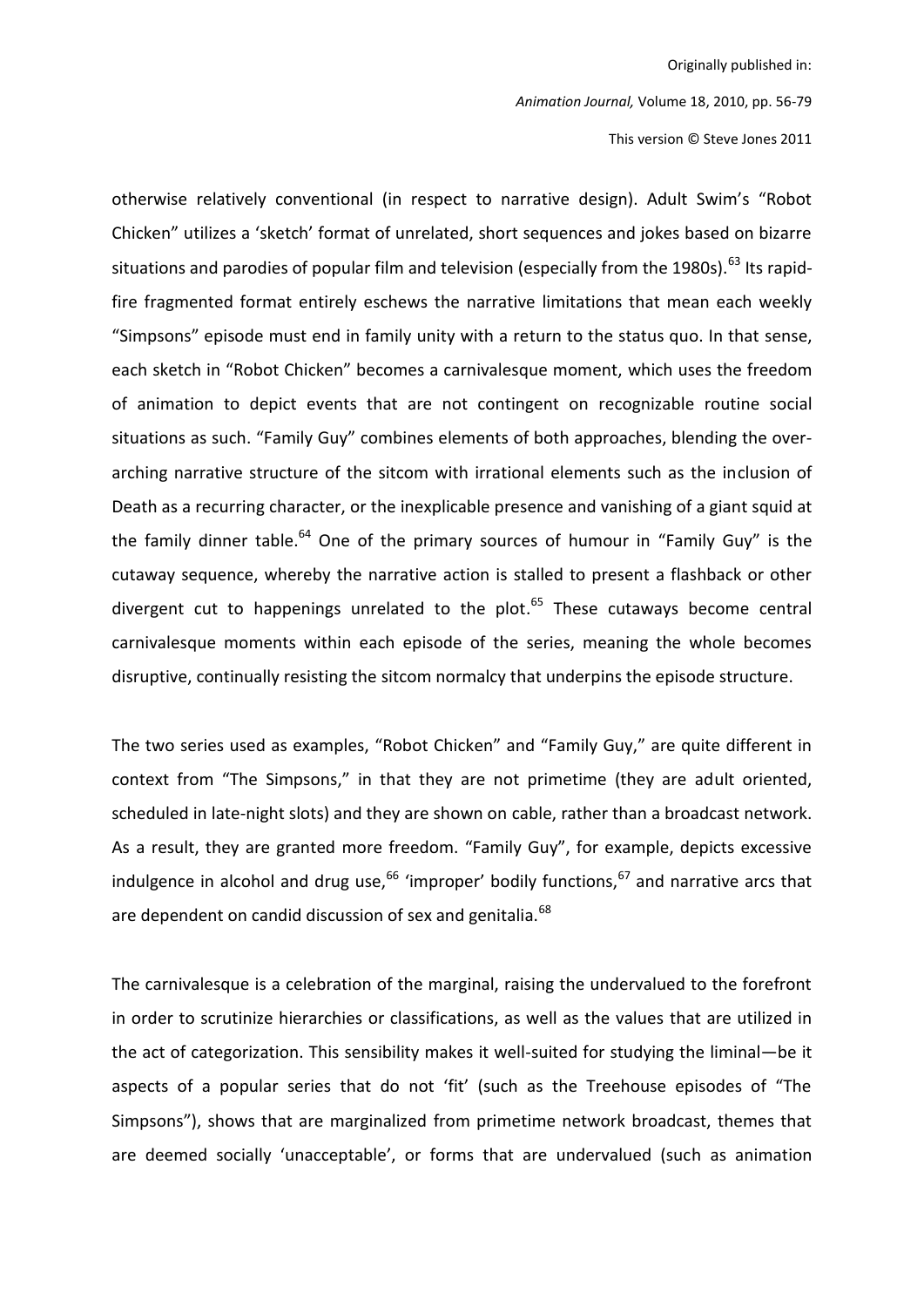otherwise relatively conventional (in respect to narrative design). Adult Swim's "Robot Chicken" utilizes a 'sketch' format of unrelated, short sequences and jokes based on bizarre situations and parodies of popular film and television (especially from the 1980s).[63] Its rapid-fire fragmented format entirely eschews the narrative limitations that mean each weekly "Simpsons" episode must end in family unity with a return to the status quo. In that sense, each sketch in "Robot Chicken" becomes a carnivalesque moment, which uses the freedom of animation to depict events that are not contingent on recognizable routine social situations as such. "Family Guy" combines elements of both approaches, blending the over-arching narrative structure of the sitcom with irrational elements such as the inclusion of Death as a recurring character, or the inexplicable presence and vanishing of a giant squid at the family dinner table.[64] One of the primary sources of humour in "Family Guy" is the cutaway sequence, whereby the narrative action is stalled to present a flashback or other divergent cut to happenings unrelated to the plot.[65] These cutaways become central carnivalesque moments within each episode of the series, meaning the whole becomes disruptive, continually resisting the sitcom normalcy that underpins the episode structure.

The two series used as examples, "Robot Chicken" and "Family Guy," are quite different in context from "The Simpsons," in that they are not primetime (they are adult oriented, scheduled in late-night slots) and they are shown on cable, rather than a broadcast network. As a result, they are granted more freedom. "Family Guy", for example, depicts excessive indulgence in alcohol and drug use,[66] 'improper' bodily functions,[67] and narrative arcs that are dependent on candid discussion of sex and genitalia.[68]

The carnivalesque is a celebration of the marginal, raising the undervalued to the forefront in order to scrutinize hierarchies or classifications, as well as the values that are utilized in the act of categorization. This sensibility makes it well-suited for studying the liminal—be it aspects of a popular series that do not 'fit' (such as the Treehouse episodes of "The Simpsons"), shows that are marginalized from primetime network broadcast, themes that are deemed socially 'unacceptable', or forms that are undervalued (such as animation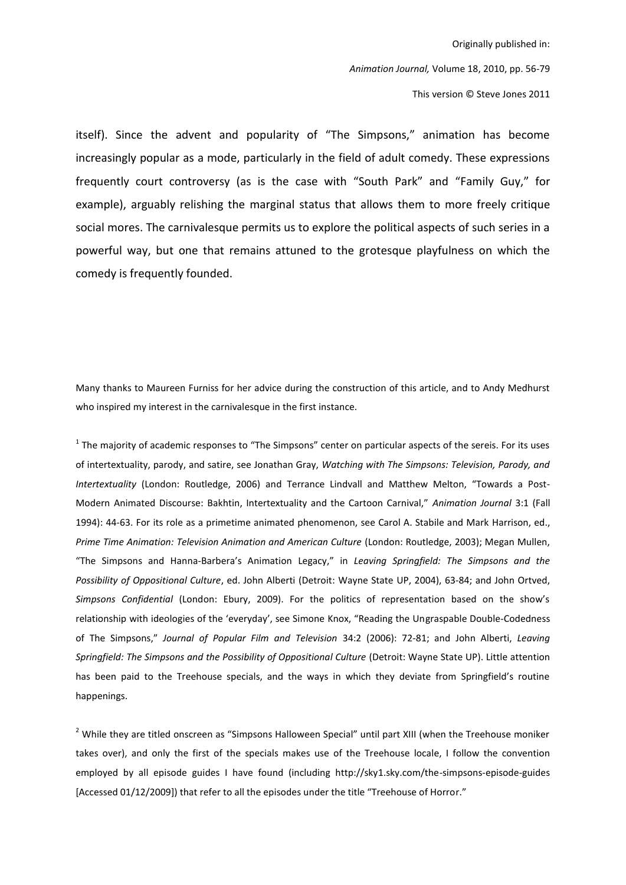itself). Since the advent and popularity of "The Simpsons," animation has become increasingly popular as a mode, particularly in the field of adult comedy. These expressions frequently court controversy (as is the case with "South Park" and "Family Guy," for example), arguably relishing the marginal status that allows them to more freely critique social mores. The carnivalesque permits us to explore the political aspects of such series in a powerful way, but one that remains attuned to the grotesque playfulness on which the comedy is frequently founded.

Many thanks to Maureen Furniss for her advice during the construction of this article, and to Andy Medhurst who inspired my interest in the carnivalesque in the first instance.

[1] The majority of academic responses to "The Simpsons" center on particular aspects of the sereis. For its uses of intertextuality, parody, and satire, see Jonathan Gray, *Watching with The Simpsons: Television, Parody, and Intertextuality* (London: Routledge, 2006) and Terrance Lindvall and Matthew Melton, "Towards a Post-Modern Animated Discourse: Bakhtin, Intertextuality and the Cartoon Carnival," *Animation Journal* 3:1 (Fall 1994): 44-63. For its role as a primetime animated phenomenon, see Carol A. Stabile and Mark Harrison, ed., *Prime Time Animation: Television Animation and American Culture* (London: Routledge, 2003); Megan Mullen, "The Simpsons and Hanna-Barbera's Animation Legacy," in *Leaving Springfield: The Simpsons and the Possibility of Oppositional Culture*, ed. John Alberti (Detroit: Wayne State UP, 2004), 63-84; and John Ortved, *Simpsons Confidential* (London: Ebury, 2009). For the politics of representation based on the show's relationship with ideologies of the 'everyday', see Simone Knox, "Reading the Ungraspable Double-Codedness of The Simpsons," *Journal of Popular Film and Television* 34:2 (2006): 72-81; and John Alberti, *Leaving Springfield: The Simpsons and the Possibility of Oppositional Culture* (Detroit: Wayne State UP). Little attention has been paid to the Treehouse specials, and the ways in which they deviate from Springfield's routine happenings.

[2] While they are titled onscreen as "Simpsons Halloween Special" until part XIII (when the Treehouse moniker takes over), and only the first of the specials makes use of the Treehouse locale, I follow the convention employed by all episode guides I have found (including http://sky1.sky.com/the-simpsons-episode-guides [Accessed 01/12/2009]) that refer to all the episodes under the title "Treehouse of Horror."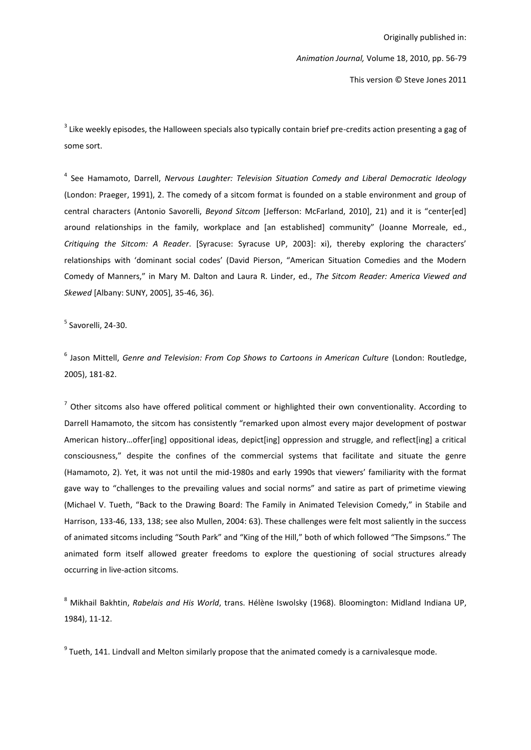[3] Like weekly episodes, the Halloween specials also typically contain brief pre-credits action presenting a gag of some sort.

[4] See Hamamoto, Darrell, *Nervous Laughter: Television Situation Comedy and Liberal Democratic Ideology* (London: Praeger, 1991), 2. The comedy of a sitcom format is founded on a stable environment and group of central characters (Antonio Savorelli, *Beyond Sitcom* [Jefferson: McFarland, 2010], 21) and it is "center[ed] around relationships in the family, workplace and [an established] community" (Joanne Morreale, ed., *Critiquing the Sitcom: A Reader*. [Syracuse: Syracuse UP, 2003]: xi), thereby exploring the characters' relationships with 'dominant social codes' (David Pierson, "American Situation Comedies and the Modern Comedy of Manners," in Mary M. Dalton and Laura R. Linder, ed., *The Sitcom Reader: America Viewed and Skewed* [Albany: SUNY, 2005], 35-46, 36).

[5] Savorelli, 24-30.

[6] Jason Mittell, *Genre and Television: From Cop Shows to Cartoons in American Culture* (London: Routledge, 2005), 181-82.

[7] Other sitcoms also have offered political comment or highlighted their own conventionality. According to Darrell Hamamoto, the sitcom has consistently "remarked upon almost every major development of postwar American history…offer[ing] oppositional ideas, depict[ing] oppression and struggle, and reflect[ing] a critical consciousness," despite the confines of the commercial systems that facilitate and situate the genre (Hamamoto, 2). Yet, it was not until the mid-1980s and early 1990s that viewers' familiarity with the format gave way to "challenges to the prevailing values and social norms" and satire as part of primetime viewing (Michael V. Tueth, "Back to the Drawing Board: The Family in Animated Television Comedy," in Stabile and Harrison, 133-46, 133, 138; see also Mullen, 2004: 63). These challenges were felt most saliently in the success of animated sitcoms including "South Park" and "King of the Hill," both of which followed "The Simpsons." The animated form itself allowed greater freedoms to explore the questioning of social structures already occurring in live-action sitcoms.

[8] Mikhail Bakhtin, *Rabelais and His World*, trans. Hélène Iswolsky (1968). Bloomington: Midland Indiana UP, 1984), 11-12.

[9] Tueth, 141. Lindvall and Melton similarly propose that the animated comedy is a carnivalesque mode.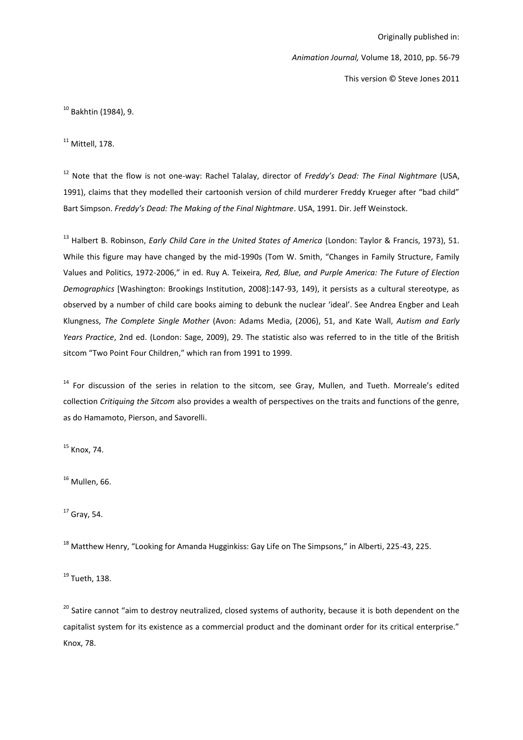[10] Bakhtin (1984), 9.

[11] Mittell, 178.

[12] Note that the flow is not one-way: Rachel Talalay, director of *Freddy's Dead: The Final Nightmare* (USA, 1991), claims that they modelled their cartoonish version of child murderer Freddy Krueger after "bad child" Bart Simpson. *Freddy's Dead: The Making of the Final Nightmare*. USA, 1991. Dir. Jeff Weinstock.

[13] Halbert B. Robinson, *Early Child Care in the United States of America* (London: Taylor & Francis, 1973), 51. While this figure may have changed by the mid-1990s (Tom W. Smith, "Changes in Family Structure, Family Values and Politics, 1972-2006," in ed. Ruy A. Teixeira*, Red, Blue, and Purple America: The Future of Election Demographics* [Washington: Brookings Institution, 2008]:147-93, 149), it persists as a cultural stereotype, as observed by a number of child care books aiming to debunk the nuclear 'ideal'. See Andrea Engber and Leah Klungness, *The Complete Single Mother* (Avon: Adams Media, (2006), 51, and Kate Wall, *Autism and Early Years Practice*, 2nd ed. (London: Sage, 2009), 29. The statistic also was referred to in the title of the British sitcom "Two Point Four Children," which ran from 1991 to 1999.

[14] For discussion of the series in relation to the sitcom, see Gray, Mullen, and Tueth. Morreale's edited collection *Critiquing the Sitcom* also provides a wealth of perspectives on the traits and functions of the genre, as do Hamamoto, Pierson, and Savorelli.

[15] Knox, 74.

[16] Mullen, 66.

[17] Gray, 54.

[18] Matthew Henry, "Looking for Amanda Hugginkiss: Gay Life on The Simpsons," in Alberti, 225-43, 225.

[19] Tueth, 138.

[20] Satire cannot "aim to destroy neutralized, closed systems of authority, because it is both dependent on the capitalist system for its existence as a commercial product and the dominant order for its critical enterprise." Knox, 78.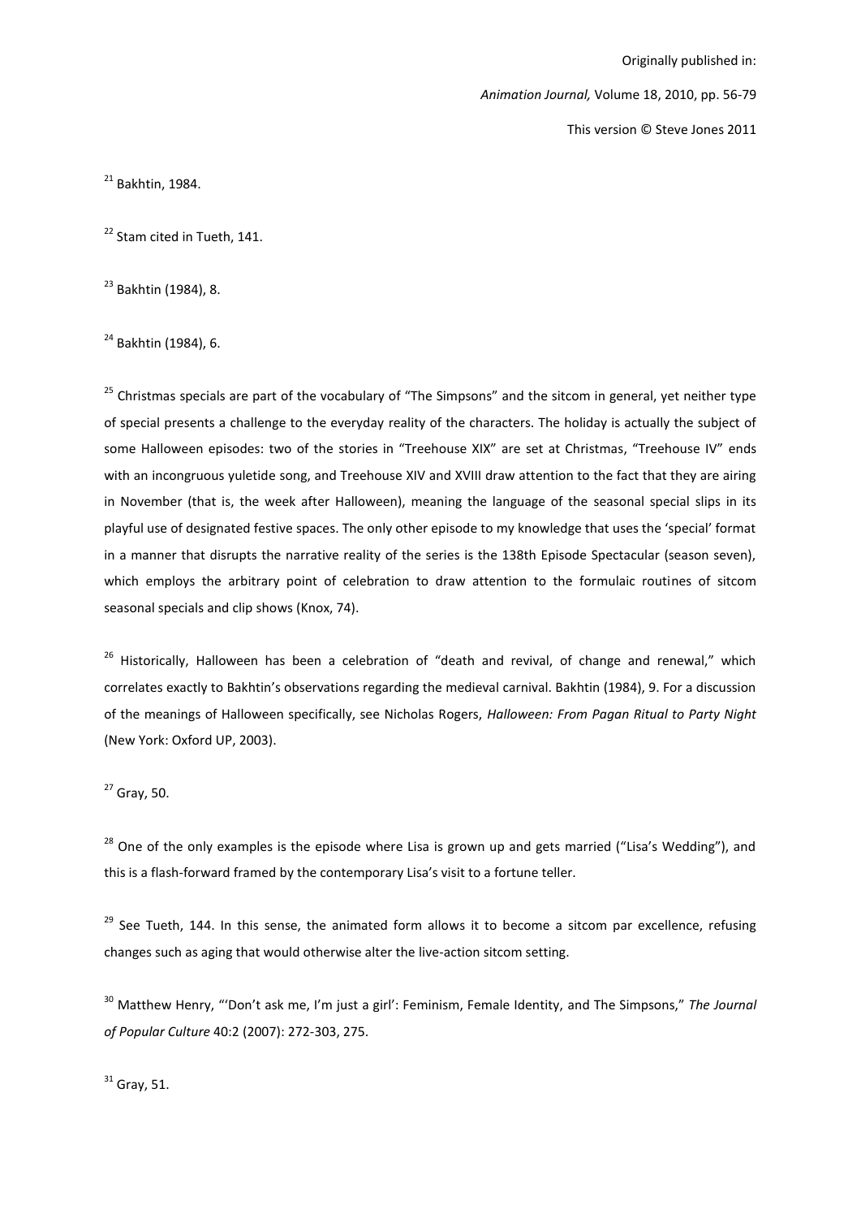[21] Bakhtin, 1984.

[22] Stam cited in Tueth, 141.

[23] Bakhtin (1984), 8.

[24] Bakhtin (1984), 6.

[25] Christmas specials are part of the vocabulary of "The Simpsons" and the sitcom in general, yet neither type of special presents a challenge to the everyday reality of the characters. The holiday is actually the subject of some Halloween episodes: two of the stories in "Treehouse XIX" are set at Christmas, "Treehouse IV" ends with an incongruous yuletide song, and Treehouse XIV and XVIII draw attention to the fact that they are airing in November (that is, the week after Halloween), meaning the language of the seasonal special slips in its playful use of designated festive spaces. The only other episode to my knowledge that uses the 'special' format in a manner that disrupts the narrative reality of the series is the 138th Episode Spectacular (season seven), which employs the arbitrary point of celebration to draw attention to the formulaic routines of sitcom seasonal specials and clip shows (Knox, 74).

[26] Historically, Halloween has been a celebration of "death and revival, of change and renewal," which correlates exactly to Bakhtin's observations regarding the medieval carnival. Bakhtin (1984), 9. For a discussion of the meanings of Halloween specifically, see Nicholas Rogers, *Halloween: From Pagan Ritual to Party Night* (New York: Oxford UP, 2003).

[27] Gray, 50.

[28] One of the only examples is the episode where Lisa is grown up and gets married ("Lisa's Wedding"), and this is a flash-forward framed by the contemporary Lisa's visit to a fortune teller.

[29] See Tueth, 144. In this sense, the animated form allows it to become a sitcom par excellence, refusing changes such as aging that would otherwise alter the live-action sitcom setting.

[30] Matthew Henry, "'Don't ask me, I'm just a girl': Feminism, Female Identity, and The Simpsons," *The Journal of Popular Culture* 40:2 (2007): 272-303, 275.

[31] Gray, 51.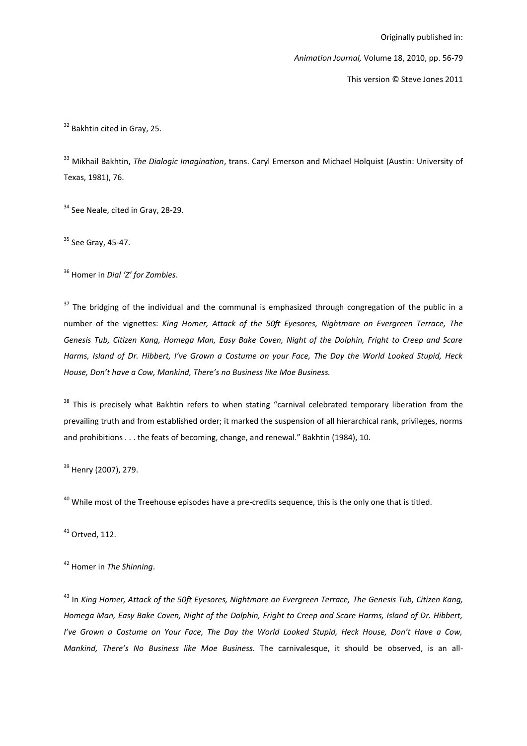[32] Bakhtin cited in Gray, 25.

[33] Mikhail Bakhtin, *The Dialogic Imagination*, trans. Caryl Emerson and Michael Holquist (Austin: University of Texas, 1981), 76.

[34] See Neale, cited in Gray, 28-29.

[35] See Gray, 45-47.

[36] Homer in *Dial 'Z' for Zombies*.

[37] The bridging of the individual and the communal is emphasized through congregation of the public in a number of the vignettes: *King Homer, Attack of the 50ft Eyesores, Nightmare on Evergreen Terrace, The Genesis Tub, Citizen Kang, Homega Man, Easy Bake Coven, Night of the Dolphin, Fright to Creep and Scare Harms, Island of Dr. Hibbert, I've Grown a Costume on your Face, The Day the World Looked Stupid, Heck House, Don't have a Cow, Mankind, There's no Business like Moe Business.*

[38] This is precisely what Bakhtin refers to when stating "carnival celebrated temporary liberation from the prevailing truth and from established order; it marked the suspension of all hierarchical rank, privileges, norms and prohibitions . . . the feats of becoming, change, and renewal." Bakhtin (1984), 10.

[39] Henry (2007), 279.

[40] While most of the Treehouse episodes have a pre-credits sequence, this is the only one that is titled.

[41] Ortved, 112.

[42] Homer in *The Shinning*.

[43] In *King Homer, Attack of the 50ft Eyesores, Nightmare on Evergreen Terrace, The Genesis Tub, Citizen Kang, Homega Man, Easy Bake Coven, Night of the Dolphin, Fright to Creep and Scare Harms, Island of Dr. Hibbert, I've Grown a Costume on Your Face, The Day the World Looked Stupid, Heck House, Don't Have a Cow, Mankind, There's No Business like Moe Business*. The carnivalesque, it should be observed, is an all-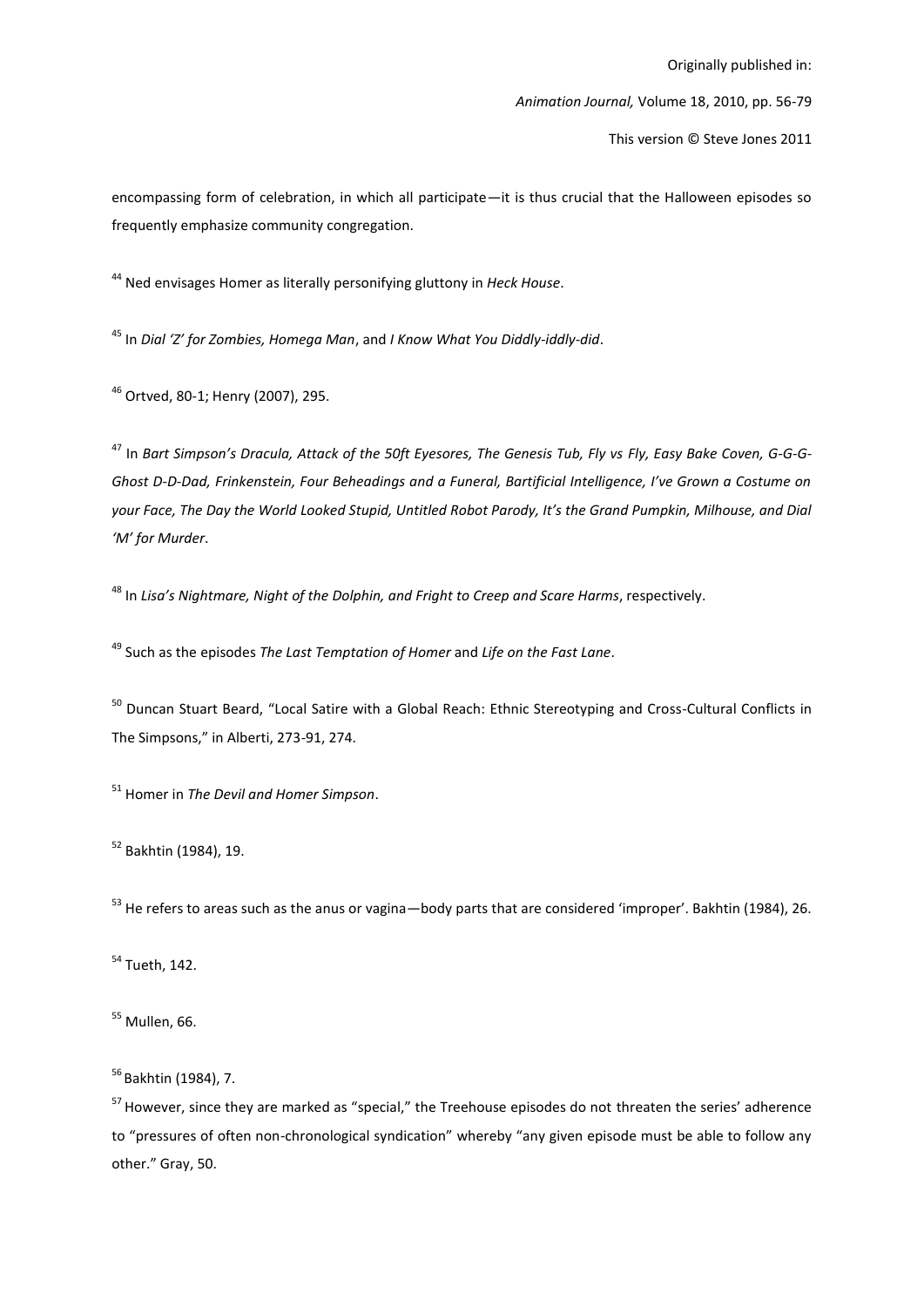encompassing form of celebration, in which all participate—it is thus crucial that the Halloween episodes so frequently emphasize community congregation.

[44] Ned envisages Homer as literally personifying gluttony in *Heck House*.

[45] In *Dial 'Z' for Zombies, Homega Man*, and *I Know What You Diddly-iddly-did*.

[46] Ortved, 80-1; Henry (2007), 295.

[47] In *Bart Simpson's Dracula, Attack of the 50ft Eyesores, The Genesis Tub, Fly vs Fly, Easy Bake Coven, G-G-G-Ghost D-D-Dad, Frinkenstein, Four Beheadings and a Funeral, Bartificial Intelligence, I've Grown a Costume on your Face, The Day the World Looked Stupid, Untitled Robot Parody, It's the Grand Pumpkin, Milhouse, and Dial 'M' for Murder*.

[48] In *Lisa's Nightmare, Night of the Dolphin, and Fright to Creep and Scare Harms*, respectively.

[49] Such as the episodes *The Last Temptation of Homer* and *Life on the Fast Lane*.

[50] Duncan Stuart Beard, "Local Satire with a Global Reach: Ethnic Stereotyping and Cross-Cultural Conflicts in The Simpsons," in Alberti, 273-91, 274.

[51] Homer in *The Devil and Homer Simpson*.

[52] Bakhtin (1984), 19.

[53] He refers to areas such as the anus or vagina—body parts that are considered 'improper'. Bakhtin (1984), 26.

[54] Tueth, 142.

[55] Mullen, 66.

[56] Bakhtin (1984), 7.

[57] However, since they are marked as "special," the Treehouse episodes do not threaten the series' adherence to "pressures of often non-chronological syndication" whereby "any given episode must be able to follow any other." Gray, 50.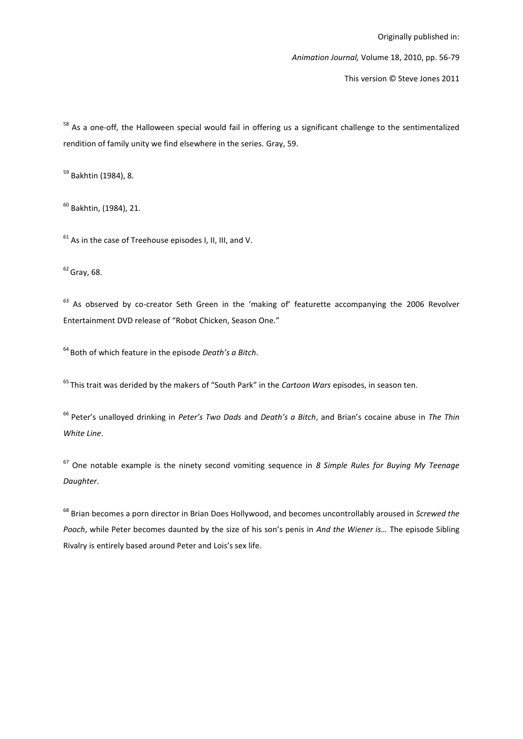[58] As a one-off, the Halloween special would fail in offering us a significant challenge to the sentimentalized rendition of family unity we find elsewhere in the series. Gray, 59.

[59] Bakhtin (1984), 8.

[60] Bakhtin, (1984), 21.

[61] As in the case of Treehouse episodes I, II, III, and V.

[62] Gray, 68.

[63] As observed by co-creator Seth Green in the 'making of' featurette accompanying the 2006 Revolver Entertainment DVD release of "Robot Chicken, Season One."

[64] Both of which feature in the episode *Death's a Bitch*.

[65] This trait was derided by the makers of "South Park" in the *Cartoon Wars* episodes, in season ten.

[66] Peter's unalloyed drinking in *Peter's Two Dads* and *Death's a Bitch*, and Brian's cocaine abuse in *The Thin White Line*.

[67] One notable example is the ninety second vomiting sequence in *8 Simple Rules for Buying My Teenage Daughter*.

[68] Brian becomes a porn director in Brian Does Hollywood, and becomes uncontrollably aroused in *Screwed the Pooch*, while Peter becomes daunted by the size of his son's penis in *And the Wiener is…* The episode Sibling Rivalry is entirely based around Peter and Lois's sex life.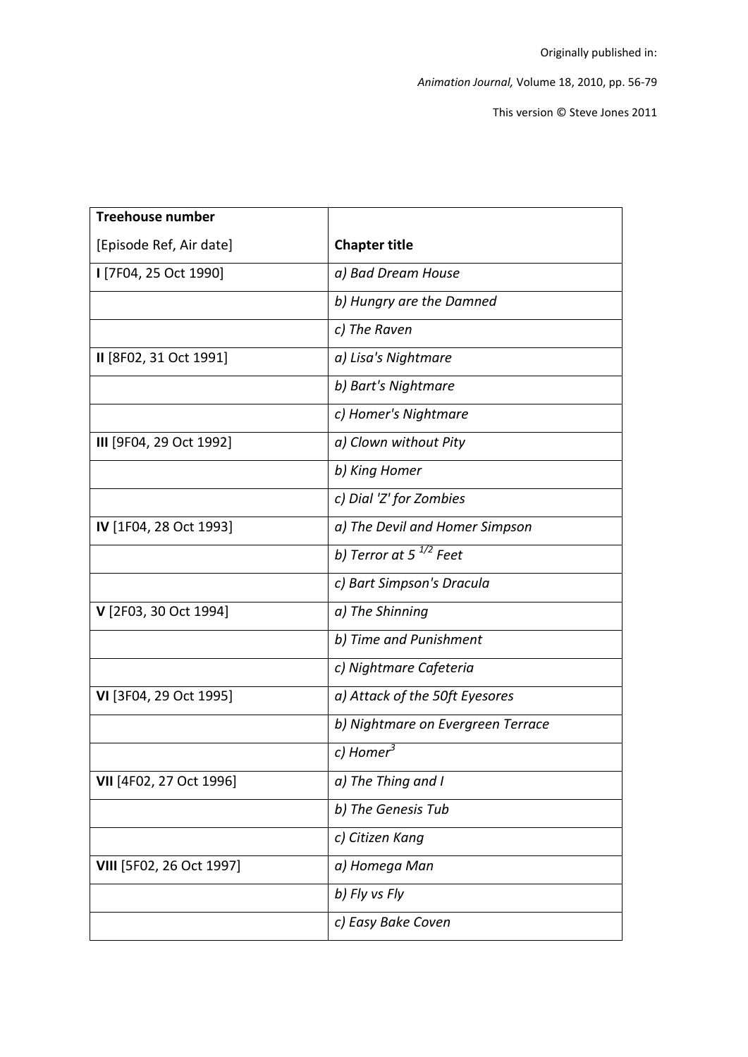| **Treehouse number** [Episode Ref, Air date] | **Chapter title** |
|---|---|
| **I** [7F04, 25 Oct 1990] | *a) Bad Dream House* |
| | *b) Hungry are the Damned* |
| | *c) The Raven* |
| **II** [8F02, 31 Oct 1991] | *a) Lisa's Nightmare* |
| | *b) Bart's Nightmare* |
| | *c) Homer's Nightmare* |
| **III** [9F04, 29 Oct 1992] | *a) Clown without Pity* |
| | *b) King Homer* |
| | *c) Dial 'Z' for Zombies* |
| **IV** [1F04, 28 Oct 1993] | *a) The Devil and Homer Simpson* |
| | *b) Terror at 5 $^{1/2}$ Feet* |
| | *c) Bart Simpson's Dracula* |
| **V** [2F03, 30 Oct 1994] | *a) The Shinning* |
| | *b) Time and Punishment* |
| | *c) Nightmare Cafeteria* |
| **VI** [3F04, 29 Oct 1995] | *a) Attack of the 50ft Eyesores* |
| | *b) Nightmare on Evergreen Terrace* |
| | *c) Homer$^3$* |
| **VII** [4F02, 27 Oct 1996] | *a) The Thing and I* |
| | *b) The Genesis Tub* |
| | *c) Citizen Kang* |
| **VIII** [5F02, 26 Oct 1997] | *a) Homega Man* |
| | *b) Fly vs Fly* |
| | *c) Easy Bake Coven* |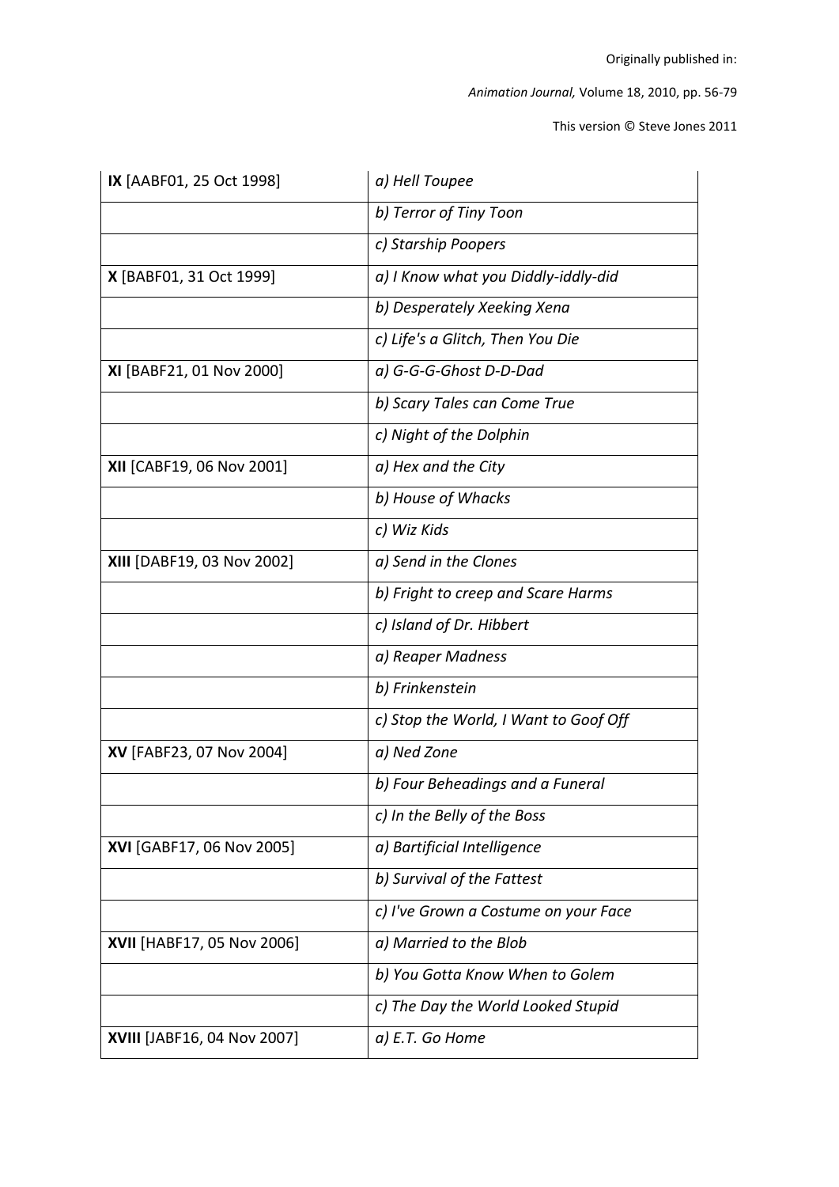| **IX** [AABF01, 25 Oct 1998] | *a) Hell Toupee* |
|---|---|
| | *b) Terror of Tiny Toon* |
| | *c) Starship Poopers* |
| **X** [BABF01, 31 Oct 1999] | *a) I Know what you Diddly-iddly-did* |
| | *b) Desperately Xeeking Xena* |
| | *c) Life's a Glitch, Then You Die* |
| **XI** [BABF21, 01 Nov 2000] | *a) G-G-G-Ghost D-D-Dad* |
| | *b) Scary Tales can Come True* |
| | *c) Night of the Dolphin* |
| **XII** [CABF19, 06 Nov 2001] | *a) Hex and the City* |
| | *b) House of Whacks* |
| | *c) Wiz Kids* |
| **XIII** [DABF19, 03 Nov 2002] | *a) Send in the Clones* |
| | *b) Fright to creep and Scare Harms* |
| | *c) Island of Dr. Hibbert* |
| | *a) Reaper Madness* |
| | *b) Frinkenstein* |
| | *c) Stop the World, I Want to Goof Off* |
| **XV** [FABF23, 07 Nov 2004] | *a) Ned Zone* |
| | *b) Four Beheadings and a Funeral* |
| | *c) In the Belly of the Boss* |
| **XVI** [GABF17, 06 Nov 2005] | *a) Bartificial Intelligence* |
| | *b) Survival of the Fattest* |
| | *c) I've Grown a Costume on your Face* |
| **XVII** [HABF17, 05 Nov 2006] | *a) Married to the Blob* |
| | *b) You Gotta Know When to Golem* |
| | *c) The Day the World Looked Stupid* |
| **XVIII** [JABF16, 04 Nov 2007] | *a) E.T. Go Home* |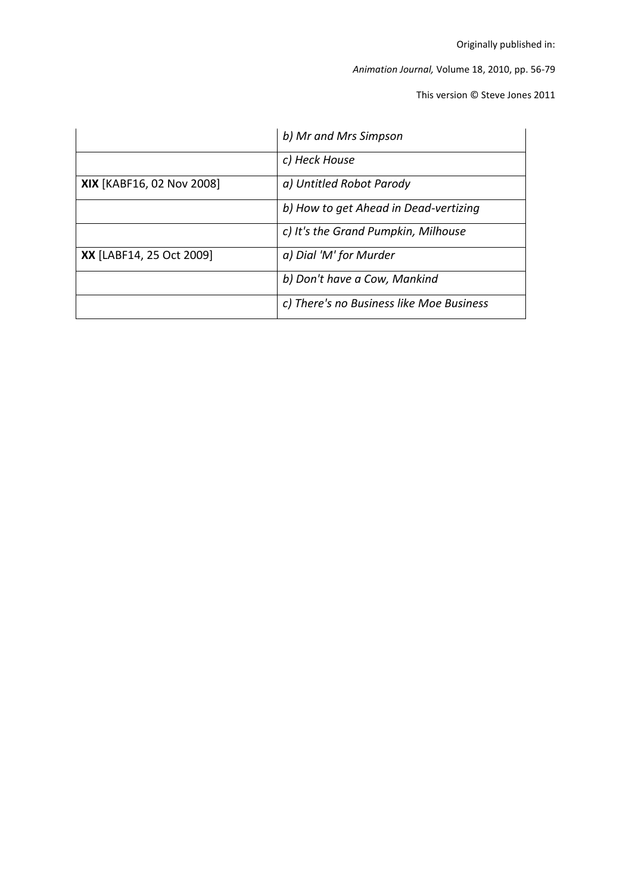| | |
|---|---|
| | *b) Mr and Mrs Simpson* |
| | *c) Heck House* |
| **XIX** [KABF16, 02 Nov 2008] | *a) Untitled Robot Parody* |
| | *b) How to get Ahead in Dead-vertizing* |
| | *c) It's the Grand Pumpkin, Milhouse* |
| **XX** [LABF14, 25 Oct 2009] | *a) Dial 'M' for Murder* |
| | *b) Don't have a Cow, Mankind* |
| | *c) There's no Business like Moe Business* |